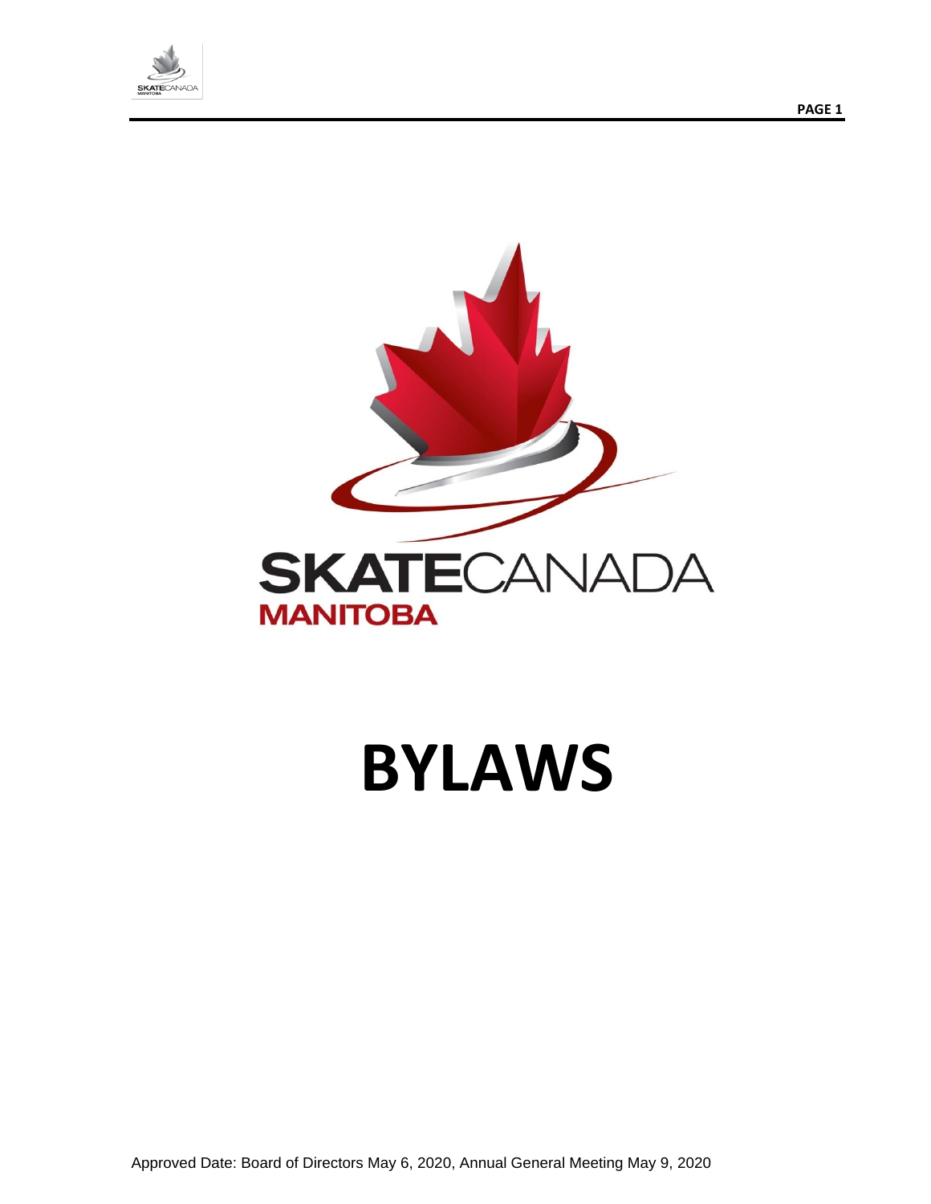SKATECANADA

MANITOBA

# BYLAWS

Approved Date: Board of Directors May 6, 2020, Annual General Meeting May 9, 2020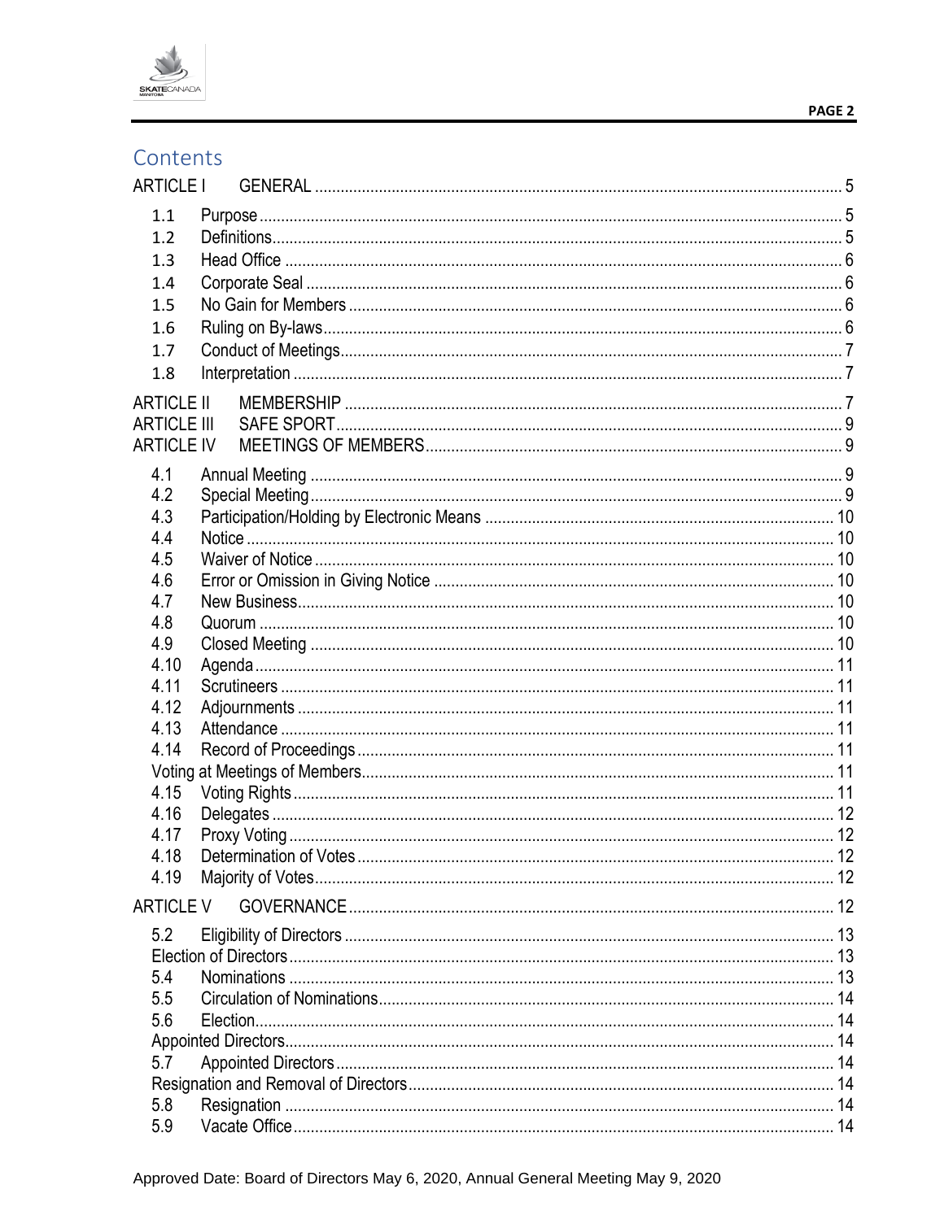## Contents

ARTICLE I GENERAL ... 5

- 1.1 Purpose ... 5
- 1.2 Definitions ... 5
- 1.3 Head Office ... 6
- 1.4 Corporate Seal ... 6
- 1.5 No Gain for Members ... 6
- 1.6 Ruling on By-laws ... 6
- 1.7 Conduct of Meetings ... 7
- 1.8 Interpretation ... 7

ARTICLE II MEMBERSHIP ... 7

ARTICLE III SAFE SPORT ... 9

ARTICLE IV MEETINGS OF MEMBERS ... 9

- 4.1 Annual Meeting ... 9
- 4.2 Special Meeting ... 9
- 4.3 Participation/Holding by Electronic Means ... 10
- 4.4 Notice ... 10
- 4.5 Waiver of Notice ... 10
- 4.6 Error or Omission in Giving Notice ... 10
- 4.7 New Business ... 10
- 4.8 Quorum ... 10
- 4.9 Closed Meeting ... 10
- 4.10 Agenda ... 11
- 4.11 Scrutineers ... 11
- 4.12 Adjournments ... 11
- 4.13 Attendance ... 11
- 4.14 Record of Proceedings ... 11
- Voting at Meetings of Members ... 11
- 4.15 Voting Rights ... 11
- 4.16 Delegates ... 12
- 4.17 Proxy Voting ... 12
- 4.18 Determination of Votes ... 12
- 4.19 Majority of Votes ... 12

ARTICLE V GOVERNANCE ... 12

- 5.2 Eligibility of Directors ... 13
- Election of Directors ... 13
- 5.4 Nominations ... 13
- 5.5 Circulation of Nominations ... 14
- 5.6 Election ... 14
- Appointed Directors ... 14
- 5.7 Appointed Directors ... 14
- Resignation and Removal of Directors ... 14
- 5.8 Resignation ... 14
- 5.9 Vacate Office ... 14

Approved Date: Board of Directors May 6, 2020, Annual General Meeting May 9, 2020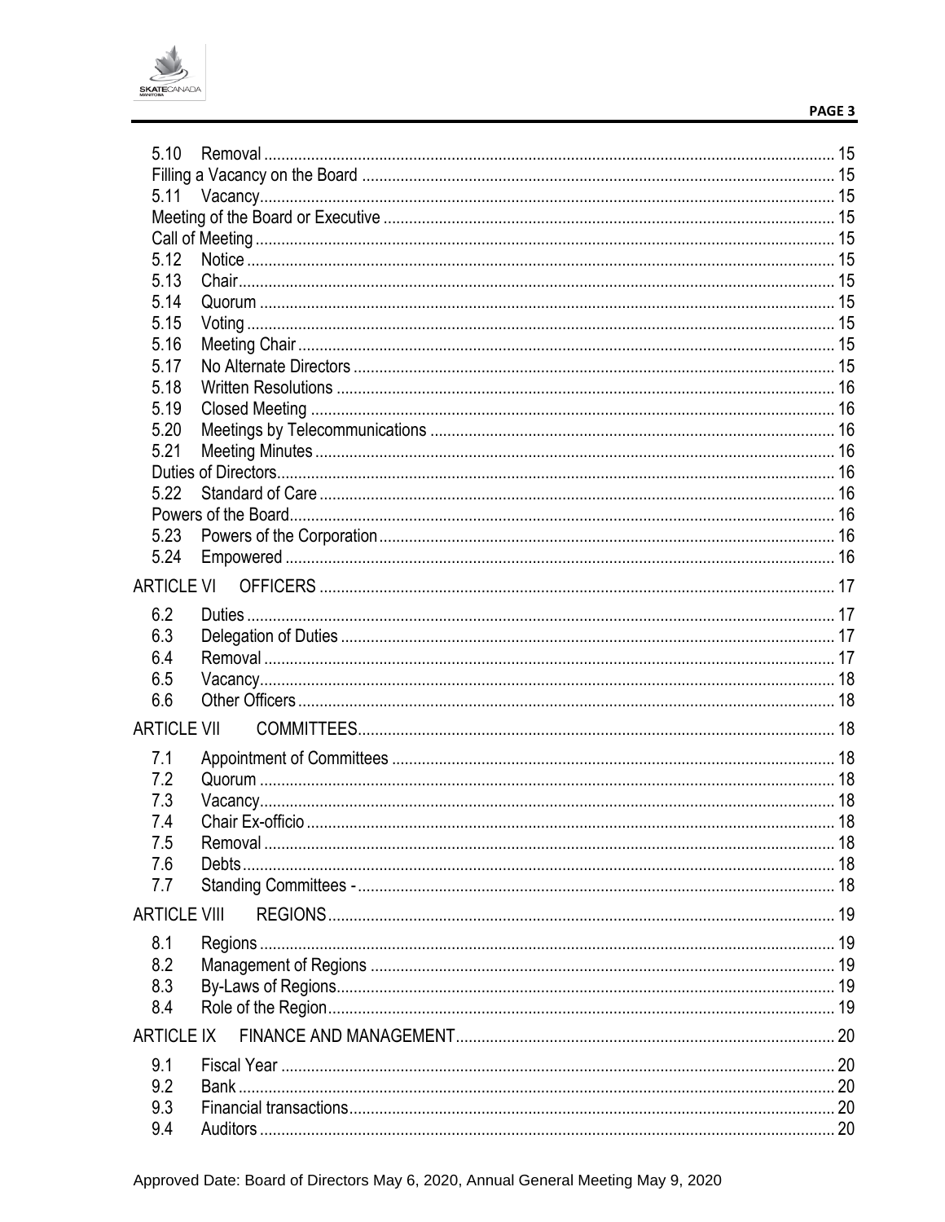5.10 Removal ..... 15

Filling a Vacancy on the Board ..... 15

5.11 Vacancy ..... 15

Meeting of the Board or Executive ..... 15

Call of Meeting ..... 15

5.12 Notice ..... 15

5.13 Chair ..... 15

5.14 Quorum ..... 15

5.15 Voting ..... 15

5.16 Meeting Chair ..... 15

5.17 No Alternate Directors ..... 15

5.18 Written Resolutions ..... 16

5.19 Closed Meeting ..... 16

5.20 Meetings by Telecommunications ..... 16

5.21 Meeting Minutes ..... 16

Duties of Directors ..... 16

5.22 Standard of Care ..... 16

Powers of the Board ..... 16

5.23 Powers of the Corporation ..... 16

5.24 Empowered ..... 16

ARTICLE VI OFFICERS ..... 17

6.2 Duties ..... 17

6.3 Delegation of Duties ..... 17

6.4 Removal ..... 17

6.5 Vacancy ..... 18

6.6 Other Officers ..... 18

ARTICLE VII COMMITTEES ..... 18

7.1 Appointment of Committees ..... 18

7.2 Quorum ..... 18

7.3 Vacancy ..... 18

7.4 Chair Ex-officio ..... 18

7.5 Removal ..... 18

7.6 Debts ..... 18

7.7 Standing Committees - ..... 18

ARTICLE VIII REGIONS ..... 19

8.1 Regions ..... 19

8.2 Management of Regions ..... 19

8.3 By-Laws of Regions ..... 19

8.4 Role of the Region ..... 19

ARTICLE IX FINANCE AND MANAGEMENT ..... 20

9.1 Fiscal Year ..... 20

9.2 Bank ..... 20

9.3 Financial transactions ..... 20

9.4 Auditors ..... 20

Approved Date: Board of Directors May 6, 2020, Annual General Meeting May 9, 2020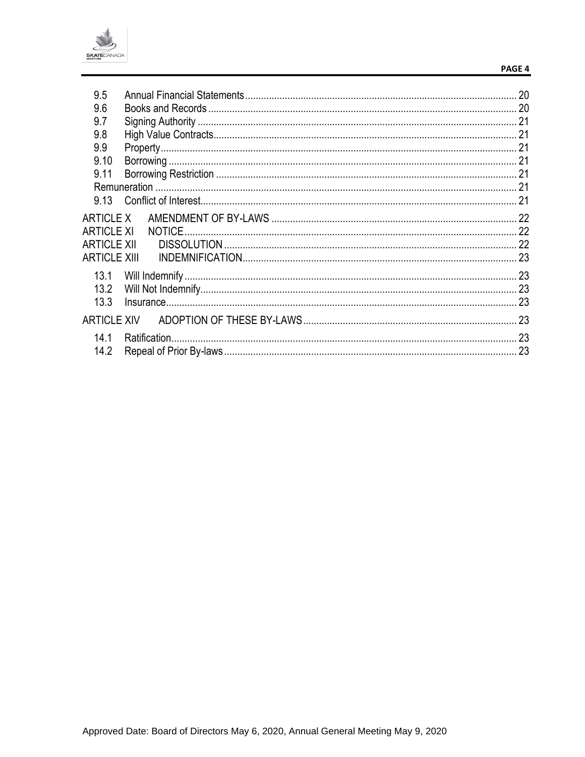| | | |
|---|---|---|
| 9.5 | Annual Financial Statements | 20 |
| 9.6 | Books and Records | 20 |
| 9.7 | Signing Authority | 21 |
| 9.8 | High Value Contracts | 21 |
| 9.9 | Property | 21 |
| 9.10 | Borrowing | 21 |
| 9.11 | Borrowing Restriction | 21 |
| | Remuneration | 21 |
| 9.13 | Conflict of Interest | 21 |
| ARTICLE X | AMENDMENT OF BY-LAWS | 22 |
| ARTICLE XI | NOTICE | 22 |
| ARTICLE XII | DISSOLUTION | 22 |
| ARTICLE XIII | INDEMNIFICATION | 23 |
| 13.1 | Will Indemnify | 23 |
| 13.2 | Will Not Indemnify | 23 |
| 13.3 | Insurance | 23 |
| ARTICLE XIV | ADOPTION OF THESE BY-LAWS | 23 |
| 14.1 | Ratification | 23 |
| 14.2 | Repeal of Prior By-laws | 23 |

Approved Date: Board of Directors May 6, 2020, Annual General Meeting May 9, 2020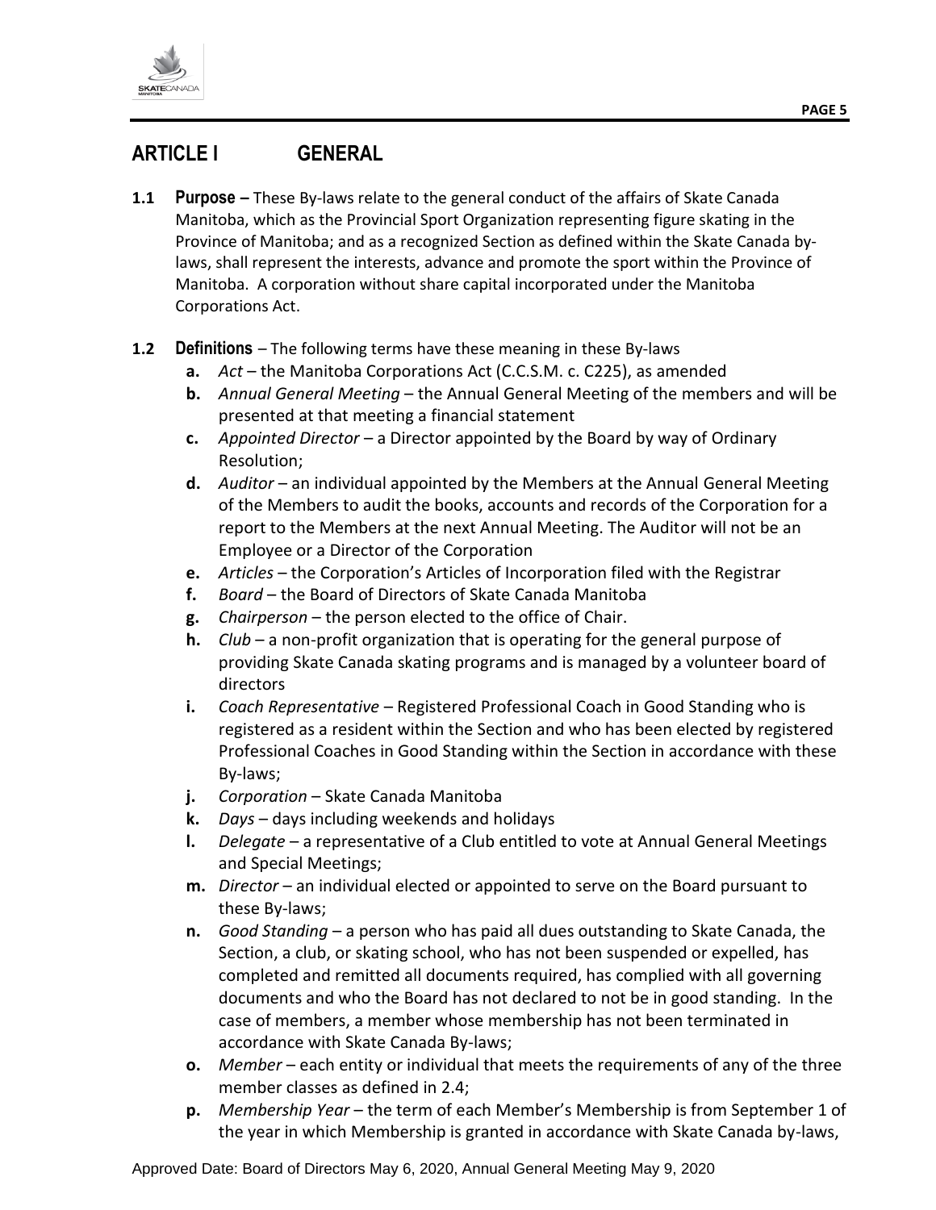## ARTICLE I GENERAL

**1.1 Purpose –** These By-laws relate to the general conduct of the affairs of Skate Canada Manitoba, which as the Provincial Sport Organization representing figure skating in the Province of Manitoba; and as a recognized Section as defined within the Skate Canada by-laws, shall represent the interests, advance and promote the sport within the Province of Manitoba. A corporation without share capital incorporated under the Manitoba Corporations Act.

**1.2 Definitions** – The following terms have these meaning in these By-laws

- **a.** *Act* – the Manitoba Corporations Act (C.C.S.M. c. C225), as amended
- **b.** *Annual General Meeting* – the Annual General Meeting of the members and will be presented at that meeting a financial statement
- **c.** *Appointed Director* – a Director appointed by the Board by way of Ordinary Resolution;
- **d.** *Auditor* – an individual appointed by the Members at the Annual General Meeting of the Members to audit the books, accounts and records of the Corporation for a report to the Members at the next Annual Meeting. The Auditor will not be an Employee or a Director of the Corporation
- **e.** *Articles* – the Corporation's Articles of Incorporation filed with the Registrar
- **f.** *Board* – the Board of Directors of Skate Canada Manitoba
- **g.** *Chairperson* – the person elected to the office of Chair.
- **h.** *Club* – a non-profit organization that is operating for the general purpose of providing Skate Canada skating programs and is managed by a volunteer board of directors
- **i.** *Coach Representative* – Registered Professional Coach in Good Standing who is registered as a resident within the Section and who has been elected by registered Professional Coaches in Good Standing within the Section in accordance with these By-laws;
- **j.** *Corporation* – Skate Canada Manitoba
- **k.** *Days* – days including weekends and holidays
- **l.** *Delegate* – a representative of a Club entitled to vote at Annual General Meetings and Special Meetings;
- **m.** *Director* – an individual elected or appointed to serve on the Board pursuant to these By-laws;
- **n.** *Good Standing* – a person who has paid all dues outstanding to Skate Canada, the Section, a club, or skating school, who has not been suspended or expelled, has completed and remitted all documents required, has complied with all governing documents and who the Board has not declared to not be in good standing. In the case of members, a member whose membership has not been terminated in accordance with Skate Canada By-laws;
- **o.** *Member* – each entity or individual that meets the requirements of any of the three member classes as defined in 2.4;
- **p.** *Membership Year* – the term of each Member's Membership is from September 1 of the year in which Membership is granted in accordance with Skate Canada by-laws,

Approved Date: Board of Directors May 6, 2020, Annual General Meeting May 9, 2020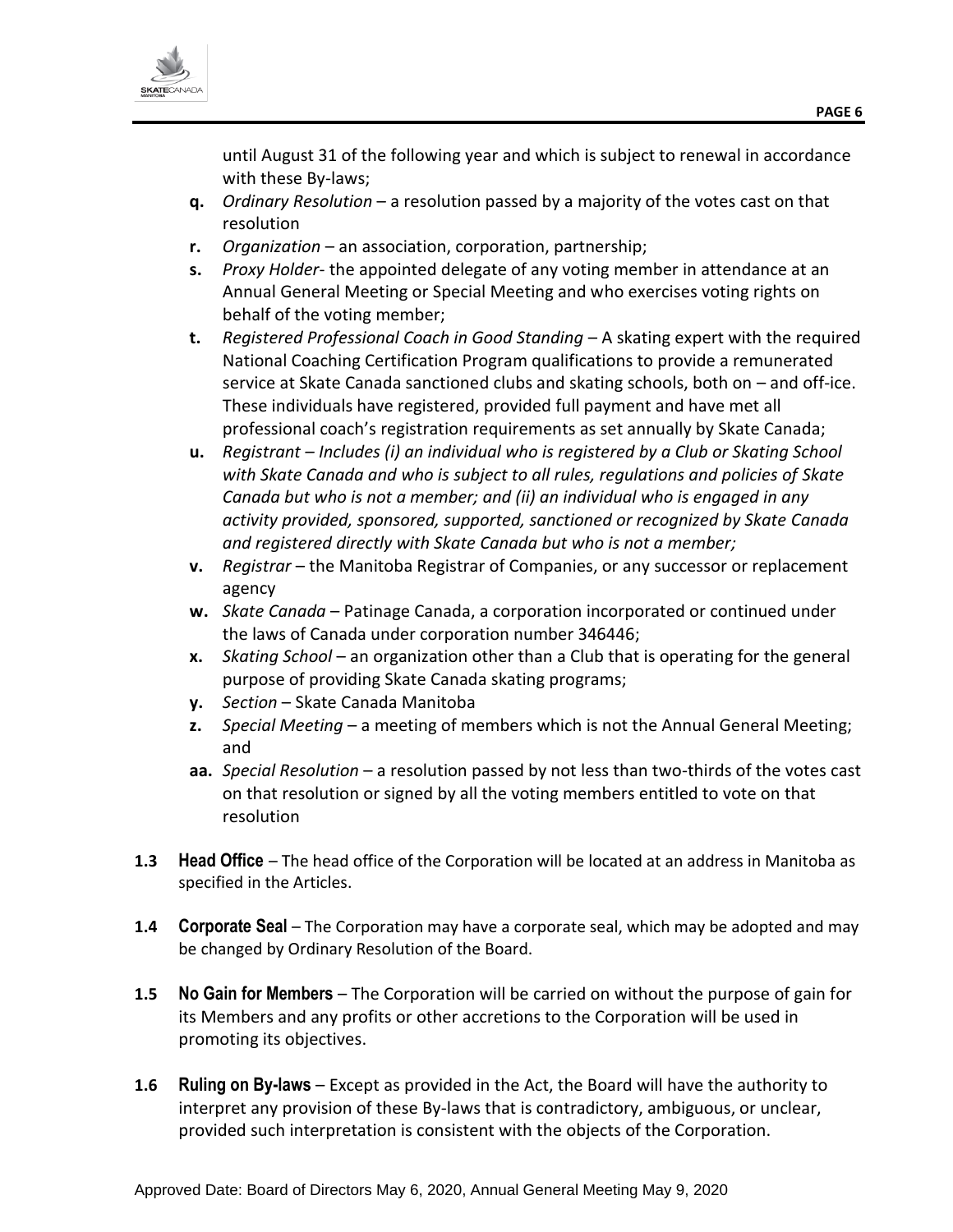until August 31 of the following year and which is subject to renewal in accordance with these By-laws;

- **q.** *Ordinary Resolution* – a resolution passed by a majority of the votes cast on that resolution
- **r.** *Organization* – an association, corporation, partnership;
- **s.** *Proxy Holder*- the appointed delegate of any voting member in attendance at an Annual General Meeting or Special Meeting and who exercises voting rights on behalf of the voting member;
- **t.** *Registered Professional Coach in Good Standing* – A skating expert with the required National Coaching Certification Program qualifications to provide a remunerated service at Skate Canada sanctioned clubs and skating schools, both on – and off-ice. These individuals have registered, provided full payment and have met all professional coach's registration requirements as set annually by Skate Canada;
- **u.** *Registrant – Includes (i) an individual who is registered by a Club or Skating School with Skate Canada and who is subject to all rules, regulations and policies of Skate Canada but who is not a member; and (ii) an individual who is engaged in any activity provided, sponsored, supported, sanctioned or recognized by Skate Canada and registered directly with Skate Canada but who is not a member;*
- **v.** *Registrar* – the Manitoba Registrar of Companies, or any successor or replacement agency
- **w.** *Skate Canada* – Patinage Canada, a corporation incorporated or continued under the laws of Canada under corporation number 346446;
- **x.** *Skating School* – an organization other than a Club that is operating for the general purpose of providing Skate Canada skating programs;
- **y.** *Section* – Skate Canada Manitoba
- **z.** *Special Meeting* – a meeting of members which is not the Annual General Meeting; and
- **aa.** *Special Resolution* – a resolution passed by not less than two-thirds of the votes cast on that resolution or signed by all the voting members entitled to vote on that resolution

**1.3 Head Office** – The head office of the Corporation will be located at an address in Manitoba as specified in the Articles.

**1.4 Corporate Seal** – The Corporation may have a corporate seal, which may be adopted and may be changed by Ordinary Resolution of the Board.

**1.5 No Gain for Members** – The Corporation will be carried on without the purpose of gain for its Members and any profits or other accretions to the Corporation will be used in promoting its objectives.

**1.6 Ruling on By-laws** – Except as provided in the Act, the Board will have the authority to interpret any provision of these By-laws that is contradictory, ambiguous, or unclear, provided such interpretation is consistent with the objects of the Corporation.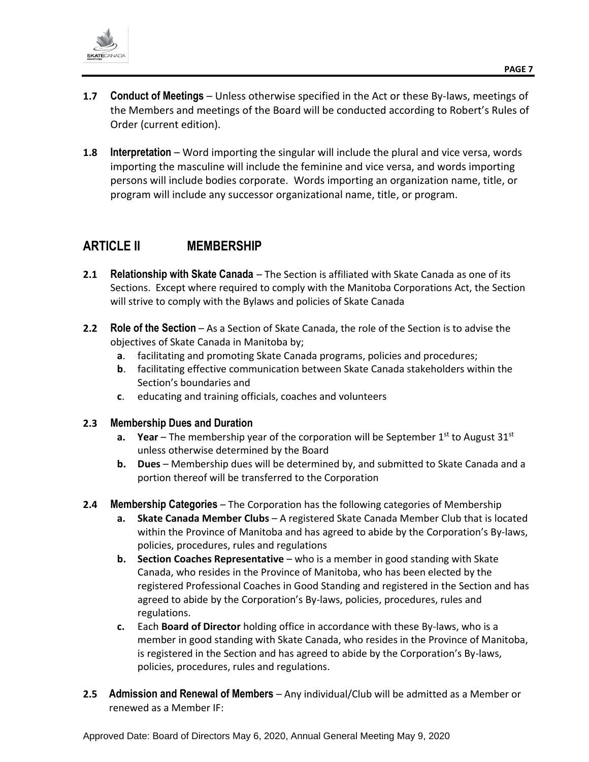**1.7 Conduct of Meetings** – Unless otherwise specified in the Act or these By-laws, meetings of the Members and meetings of the Board will be conducted according to Robert's Rules of Order (current edition).

**1.8 Interpretation** – Word importing the singular will include the plural and vice versa, words importing the masculine will include the feminine and vice versa, and words importing persons will include bodies corporate. Words importing an organization name, title, or program will include any successor organizational name, title, or program.

## ARTICLE II MEMBERSHIP

**2.1 Relationship with Skate Canada** – The Section is affiliated with Skate Canada as one of its Sections. Except where required to comply with the Manitoba Corporations Act, the Section will strive to comply with the Bylaws and policies of Skate Canada

**2.2 Role of the Section** – As a Section of Skate Canada, the role of the Section is to advise the objectives of Skate Canada in Manitoba by;

- **a**. facilitating and promoting Skate Canada programs, policies and procedures;
- **b**. facilitating effective communication between Skate Canada stakeholders within the Section's boundaries and
- **c**. educating and training officials, coaches and volunteers

**2.3 Membership Dues and Duration**

- **a. Year** – The membership year of the corporation will be September 1st to August 31st unless otherwise determined by the Board
- **b. Dues** – Membership dues will be determined by, and submitted to Skate Canada and a portion thereof will be transferred to the Corporation

**2.4 Membership Categories** – The Corporation has the following categories of Membership

- **a. Skate Canada Member Clubs** – A registered Skate Canada Member Club that is located within the Province of Manitoba and has agreed to abide by the Corporation's By-laws, policies, procedures, rules and regulations
- **b. Section Coaches Representative** – who is a member in good standing with Skate Canada, who resides in the Province of Manitoba, who has been elected by the registered Professional Coaches in Good Standing and registered in the Section and has agreed to abide by the Corporation's By-laws, policies, procedures, rules and regulations.
- **c.** Each **Board of Director** holding office in accordance with these By-laws, who is a member in good standing with Skate Canada, who resides in the Province of Manitoba, is registered in the Section and has agreed to abide by the Corporation's By-laws, policies, procedures, rules and regulations.

**2.5 Admission and Renewal of Members** – Any individual/Club will be admitted as a Member or renewed as a Member IF: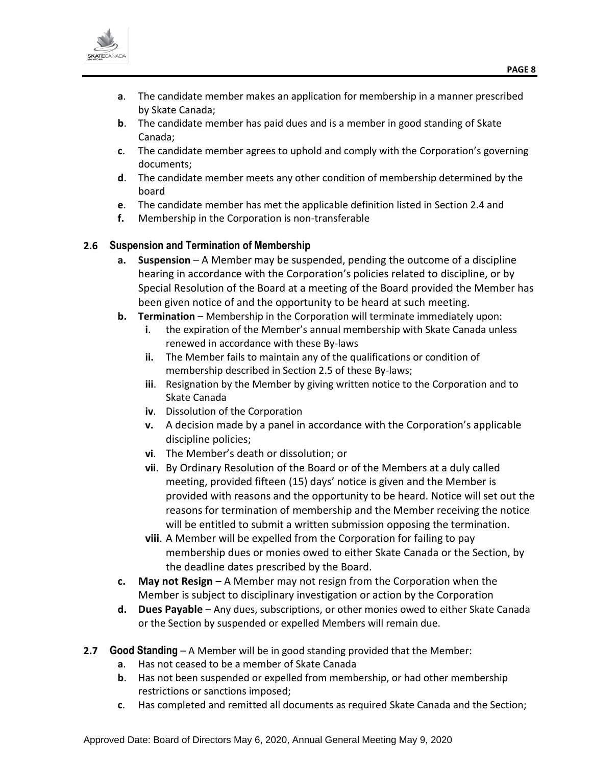- **a**. The candidate member makes an application for membership in a manner prescribed by Skate Canada;
- **b**. The candidate member has paid dues and is a member in good standing of Skate Canada;
- **c**. The candidate member agrees to uphold and comply with the Corporation's governing documents;
- **d**. The candidate member meets any other condition of membership determined by the board
- **e**. The candidate member has met the applicable definition listed in Section 2.4 and
- **f.** Membership in the Corporation is non-transferable

### 2.6 Suspension and Termination of Membership

- **a. Suspension** – A Member may be suspended, pending the outcome of a discipline hearing in accordance with the Corporation's policies related to discipline, or by Special Resolution of the Board at a meeting of the Board provided the Member has been given notice of and the opportunity to be heard at such meeting.
- **b. Termination** – Membership in the Corporation will terminate immediately upon:
  - **i**. the expiration of the Member's annual membership with Skate Canada unless renewed in accordance with these By-laws
  - **ii.** The Member fails to maintain any of the qualifications or condition of membership described in Section 2.5 of these By-laws;
  - **iii**. Resignation by the Member by giving written notice to the Corporation and to Skate Canada
  - **iv**. Dissolution of the Corporation
  - **v.** A decision made by a panel in accordance with the Corporation's applicable discipline policies;
  - **vi**. The Member's death or dissolution; or
  - **vii**. By Ordinary Resolution of the Board or of the Members at a duly called meeting, provided fifteen (15) days' notice is given and the Member is provided with reasons and the opportunity to be heard. Notice will set out the reasons for termination of membership and the Member receiving the notice will be entitled to submit a written submission opposing the termination.
  - **viii**. A Member will be expelled from the Corporation for failing to pay membership dues or monies owed to either Skate Canada or the Section, by the deadline dates prescribed by the Board.
- **c. May not Resign** – A Member may not resign from the Corporation when the Member is subject to disciplinary investigation or action by the Corporation
- **d. Dues Payable** – Any dues, subscriptions, or other monies owed to either Skate Canada or the Section by suspended or expelled Members will remain due.

**2.7 Good Standing** – A Member will be in good standing provided that the Member:

- **a**. Has not ceased to be a member of Skate Canada
- **b**. Has not been suspended or expelled from membership, or had other membership restrictions or sanctions imposed;
- **c**. Has completed and remitted all documents as required Skate Canada and the Section;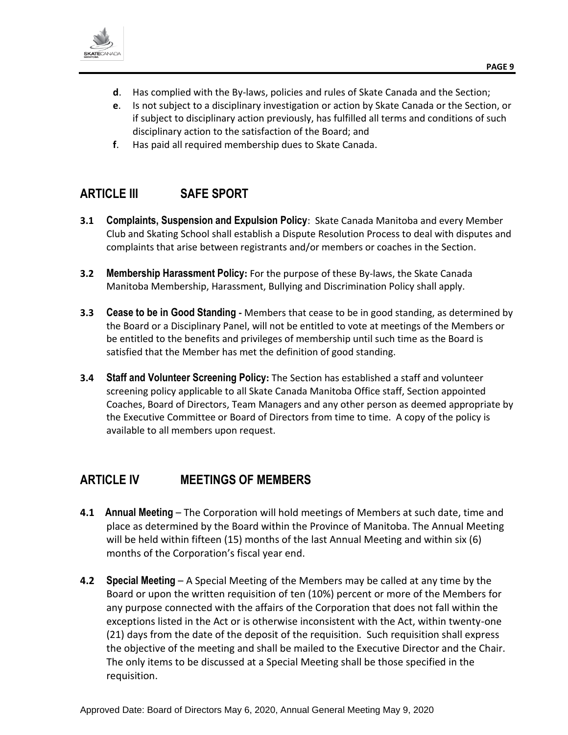**d**. Has complied with the By-laws, policies and rules of Skate Canada and the Section;

**e**. Is not subject to a disciplinary investigation or action by Skate Canada or the Section, or if subject to disciplinary action previously, has fulfilled all terms and conditions of such disciplinary action to the satisfaction of the Board; and

**f**. Has paid all required membership dues to Skate Canada.

## ARTICLE III SAFE SPORT

**3.1 Complaints, Suspension and Expulsion Policy**: Skate Canada Manitoba and every Member Club and Skating School shall establish a Dispute Resolution Process to deal with disputes and complaints that arise between registrants and/or members or coaches in the Section.

**3.2 Membership Harassment Policy:** For the purpose of these By-laws, the Skate Canada Manitoba Membership, Harassment, Bullying and Discrimination Policy shall apply.

**3.3 Cease to be in Good Standing -** Members that cease to be in good standing, as determined by the Board or a Disciplinary Panel, will not be entitled to vote at meetings of the Members or be entitled to the benefits and privileges of membership until such time as the Board is satisfied that the Member has met the definition of good standing.

**3.4 Staff and Volunteer Screening Policy:** The Section has established a staff and volunteer screening policy applicable to all Skate Canada Manitoba Office staff, Section appointed Coaches, Board of Directors, Team Managers and any other person as deemed appropriate by the Executive Committee or Board of Directors from time to time. A copy of the policy is available to all members upon request.

## ARTICLE IV MEETINGS OF MEMBERS

**4.1 Annual Meeting** – The Corporation will hold meetings of Members at such date, time and place as determined by the Board within the Province of Manitoba. The Annual Meeting will be held within fifteen (15) months of the last Annual Meeting and within six (6) months of the Corporation's fiscal year end.

**4.2 Special Meeting** – A Special Meeting of the Members may be called at any time by the Board or upon the written requisition of ten (10%) percent or more of the Members for any purpose connected with the affairs of the Corporation that does not fall within the exceptions listed in the Act or is otherwise inconsistent with the Act, within twenty-one (21) days from the date of the deposit of the requisition. Such requisition shall express the objective of the meeting and shall be mailed to the Executive Director and the Chair. The only items to be discussed at a Special Meeting shall be those specified in the requisition.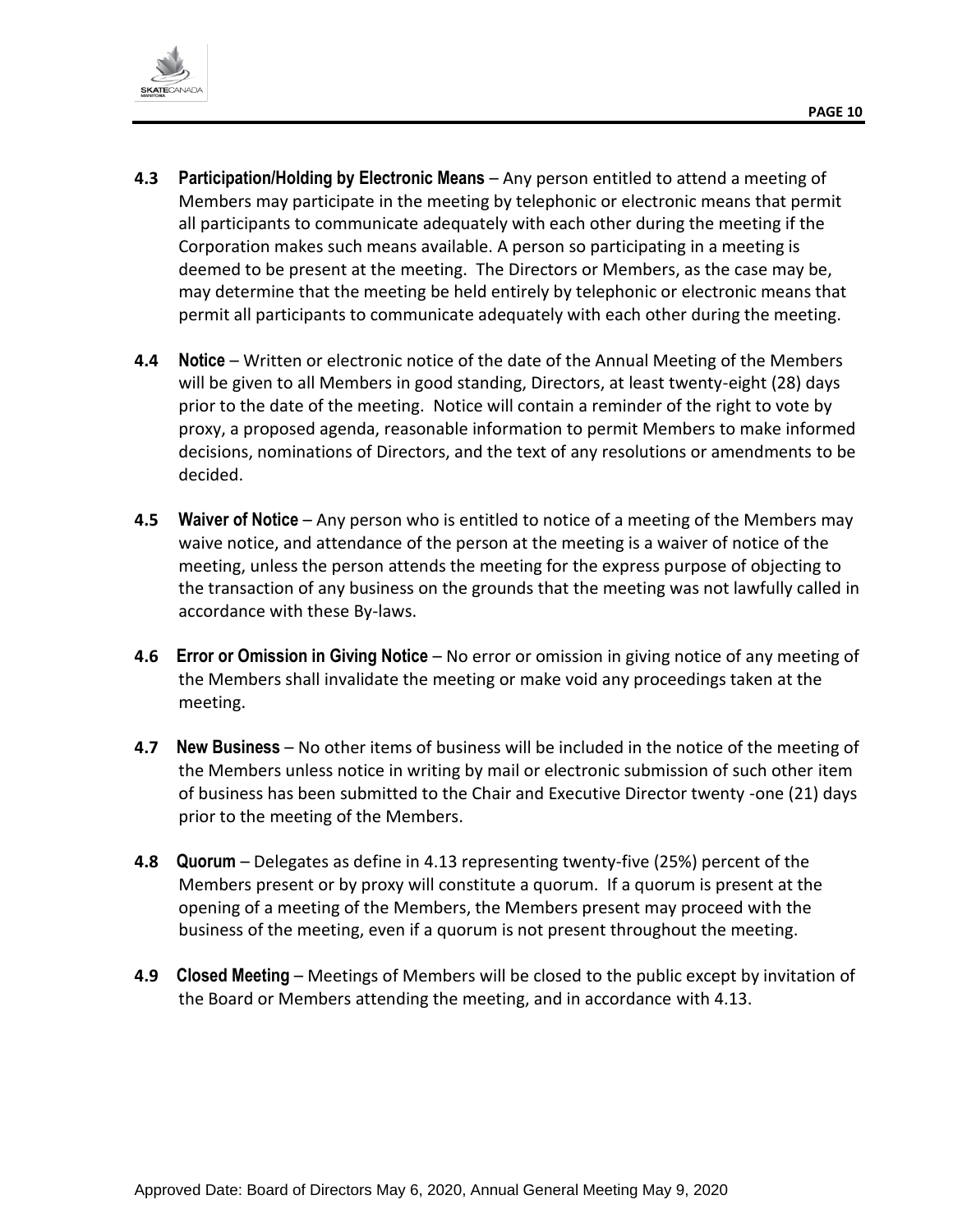**4.3 Participation/Holding by Electronic Means** – Any person entitled to attend a meeting of Members may participate in the meeting by telephonic or electronic means that permit all participants to communicate adequately with each other during the meeting if the Corporation makes such means available. A person so participating in a meeting is deemed to be present at the meeting. The Directors or Members, as the case may be, may determine that the meeting be held entirely by telephonic or electronic means that permit all participants to communicate adequately with each other during the meeting.

**4.4 Notice** – Written or electronic notice of the date of the Annual Meeting of the Members will be given to all Members in good standing, Directors, at least twenty-eight (28) days prior to the date of the meeting. Notice will contain a reminder of the right to vote by proxy, a proposed agenda, reasonable information to permit Members to make informed decisions, nominations of Directors, and the text of any resolutions or amendments to be decided.

**4.5 Waiver of Notice** – Any person who is entitled to notice of a meeting of the Members may waive notice, and attendance of the person at the meeting is a waiver of notice of the meeting, unless the person attends the meeting for the express purpose of objecting to the transaction of any business on the grounds that the meeting was not lawfully called in accordance with these By-laws.

**4.6 Error or Omission in Giving Notice** – No error or omission in giving notice of any meeting of the Members shall invalidate the meeting or make void any proceedings taken at the meeting.

**4.7 New Business** – No other items of business will be included in the notice of the meeting of the Members unless notice in writing by mail or electronic submission of such other item of business has been submitted to the Chair and Executive Director twenty -one (21) days prior to the meeting of the Members.

**4.8 Quorum** – Delegates as define in 4.13 representing twenty-five (25%) percent of the Members present or by proxy will constitute a quorum. If a quorum is present at the opening of a meeting of the Members, the Members present may proceed with the business of the meeting, even if a quorum is not present throughout the meeting.

**4.9 Closed Meeting** – Meetings of Members will be closed to the public except by invitation of the Board or Members attending the meeting, and in accordance with 4.13.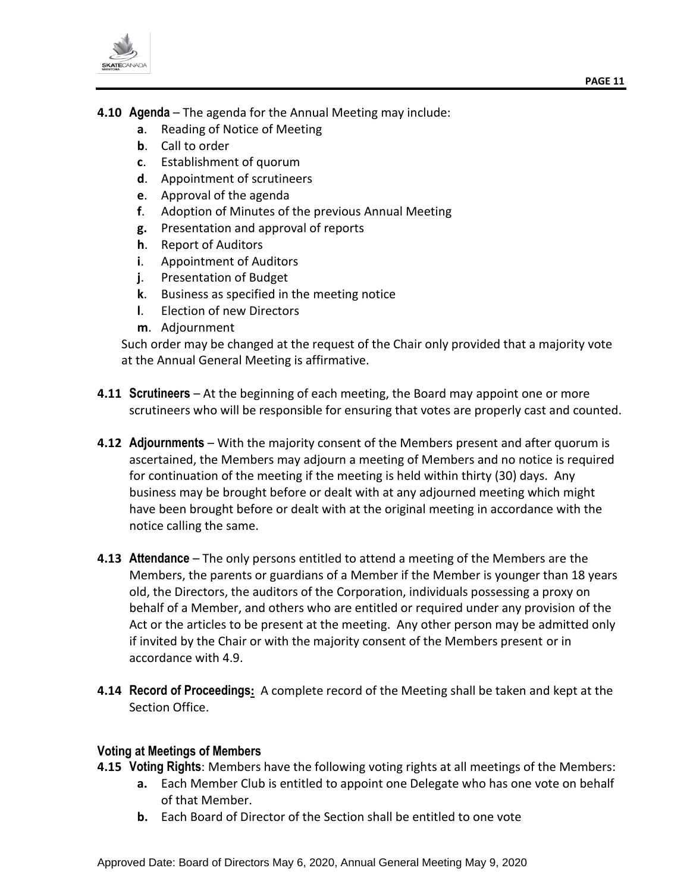**4.10 Agenda** – The agenda for the Annual Meeting may include:

- **a**. Reading of Notice of Meeting
- **b**. Call to order
- **c**. Establishment of quorum
- **d**. Appointment of scrutineers
- **e**. Approval of the agenda
- **f**. Adoption of Minutes of the previous Annual Meeting
- **g.** Presentation and approval of reports
- **h**. Report of Auditors
- **i**. Appointment of Auditors
- **j**. Presentation of Budget
- **k**. Business as specified in the meeting notice
- **l**. Election of new Directors
- **m**. Adjournment

Such order may be changed at the request of the Chair only provided that a majority vote at the Annual General Meeting is affirmative.

**4.11 Scrutineers** – At the beginning of each meeting, the Board may appoint one or more scrutineers who will be responsible for ensuring that votes are properly cast and counted.

**4.12 Adjournments** – With the majority consent of the Members present and after quorum is ascertained, the Members may adjourn a meeting of Members and no notice is required for continuation of the meeting if the meeting is held within thirty (30) days. Any business may be brought before or dealt with at any adjourned meeting which might have been brought before or dealt with at the original meeting in accordance with the notice calling the same.

**4.13 Attendance** – The only persons entitled to attend a meeting of the Members are the Members, the parents or guardians of a Member if the Member is younger than 18 years old, the Directors, the auditors of the Corporation, individuals possessing a proxy on behalf of a Member, and others who are entitled or required under any provision of the Act or the articles to be present at the meeting. Any other person may be admitted only if invited by the Chair or with the majority consent of the Members present or in accordance with 4.9.

**4.14 Record of Proceedings:** A complete record of the Meeting shall be taken and kept at the Section Office.

### Voting at Meetings of Members

**4.15 Voting Rights**: Members have the following voting rights at all meetings of the Members:

- **a.** Each Member Club is entitled to appoint one Delegate who has one vote on behalf of that Member.
- **b.** Each Board of Director of the Section shall be entitled to one vote

Approved Date: Board of Directors May 6, 2020, Annual General Meeting May 9, 2020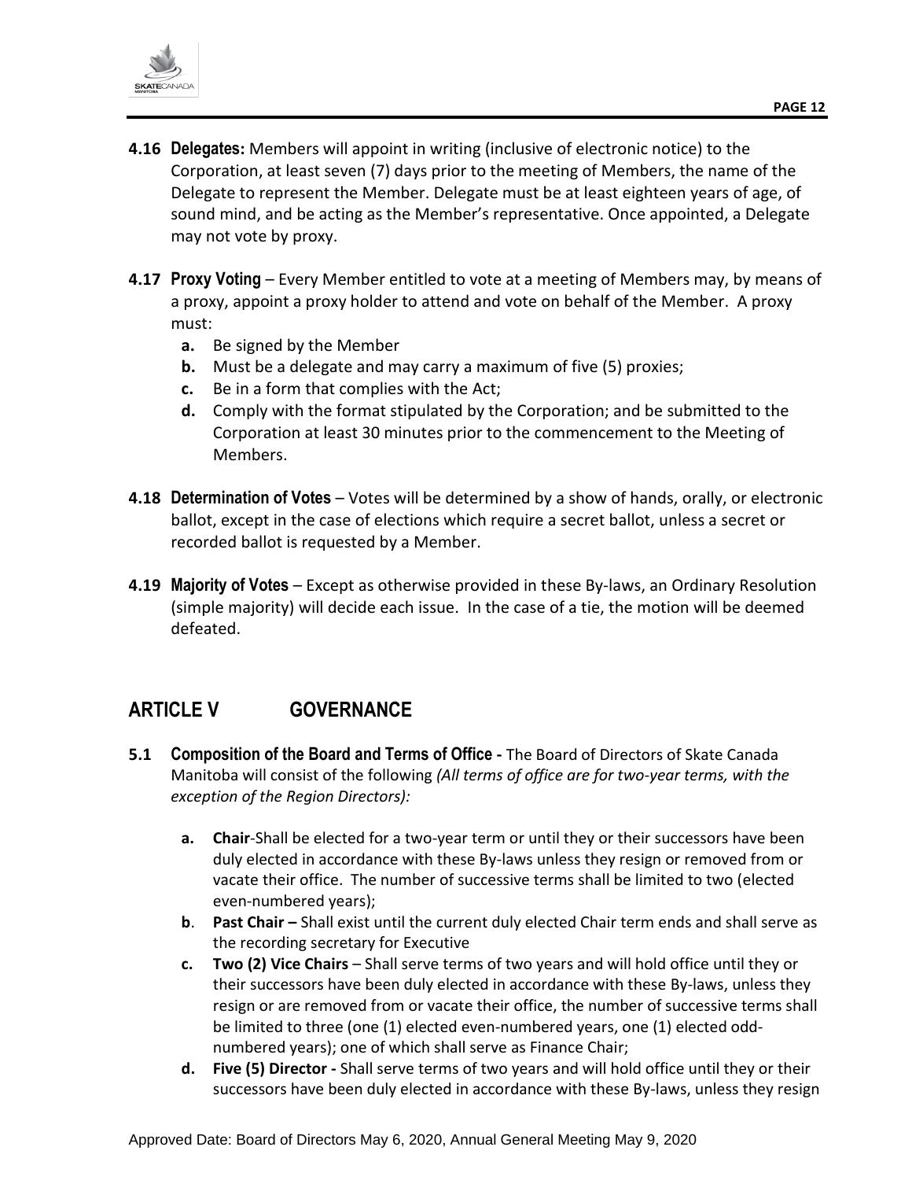**4.16 Delegates:** Members will appoint in writing (inclusive of electronic notice) to the Corporation, at least seven (7) days prior to the meeting of Members, the name of the Delegate to represent the Member. Delegate must be at least eighteen years of age, of sound mind, and be acting as the Member's representative. Once appointed, a Delegate may not vote by proxy.

**4.17 Proxy Voting** – Every Member entitled to vote at a meeting of Members may, by means of a proxy, appoint a proxy holder to attend and vote on behalf of the Member. A proxy must:

- **a.** Be signed by the Member
- **b.** Must be a delegate and may carry a maximum of five (5) proxies;
- **c.** Be in a form that complies with the Act;
- **d.** Comply with the format stipulated by the Corporation; and be submitted to the Corporation at least 30 minutes prior to the commencement to the Meeting of Members.

**4.18 Determination of Votes** – Votes will be determined by a show of hands, orally, or electronic ballot, except in the case of elections which require a secret ballot, unless a secret or recorded ballot is requested by a Member.

**4.19 Majority of Votes** – Except as otherwise provided in these By-laws, an Ordinary Resolution (simple majority) will decide each issue. In the case of a tie, the motion will be deemed defeated.

## ARTICLE V GOVERNANCE

**5.1 Composition of the Board and Terms of Office -** The Board of Directors of Skate Canada Manitoba will consist of the following *(All terms of office are for two-year terms, with the exception of the Region Directors):*

- **a. Chair**-Shall be elected for a two-year term or until they or their successors have been duly elected in accordance with these By-laws unless they resign or removed from or vacate their office. The number of successive terms shall be limited to two (elected even-numbered years);
- **b**. **Past Chair –** Shall exist until the current duly elected Chair term ends and shall serve as the recording secretary for Executive
- **c. Two (2) Vice Chairs** – Shall serve terms of two years and will hold office until they or their successors have been duly elected in accordance with these By-laws, unless they resign or are removed from or vacate their office, the number of successive terms shall be limited to three (one (1) elected even-numbered years, one (1) elected odd-numbered years); one of which shall serve as Finance Chair;
- **d. Five (5) Director -** Shall serve terms of two years and will hold office until they or their successors have been duly elected in accordance with these By-laws, unless they resign

Approved Date: Board of Directors May 6, 2020, Annual General Meeting May 9, 2020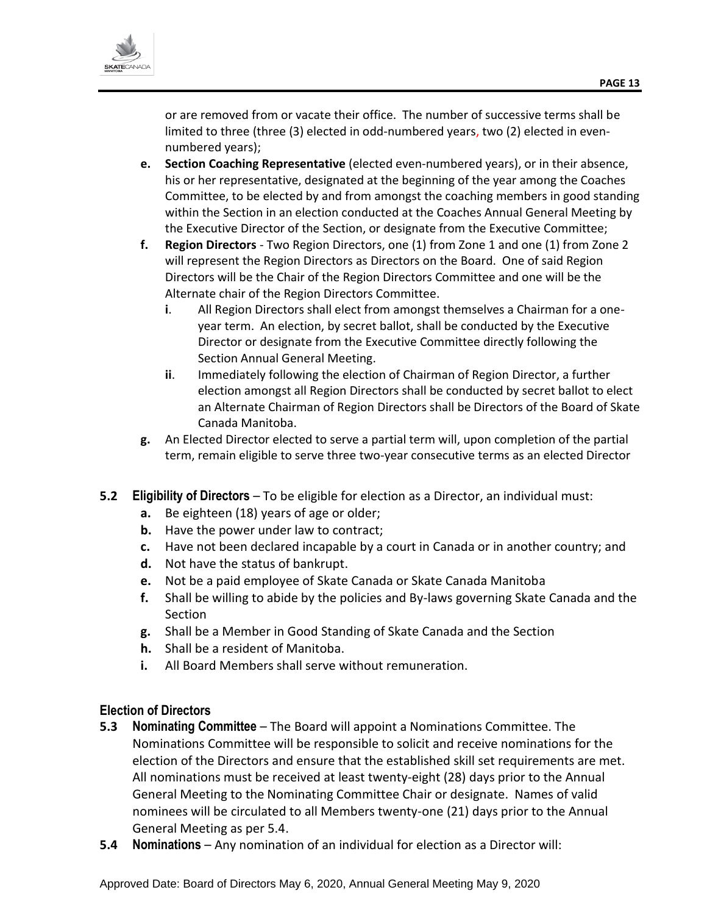or are removed from or vacate their office. The number of successive terms shall be limited to three (three (3) elected in odd-numbered years, two (2) elected in even-numbered years);

- **e. Section Coaching Representative** (elected even-numbered years), or in their absence, his or her representative, designated at the beginning of the year among the Coaches Committee, to be elected by and from amongst the coaching members in good standing within the Section in an election conducted at the Coaches Annual General Meeting by the Executive Director of the Section, or designate from the Executive Committee;
- **f. Region Directors** - Two Region Directors, one (1) from Zone 1 and one (1) from Zone 2 will represent the Region Directors as Directors on the Board. One of said Region Directors will be the Chair of the Region Directors Committee and one will be the Alternate chair of the Region Directors Committee.
  - **i**. All Region Directors shall elect from amongst themselves a Chairman for a one-year term. An election, by secret ballot, shall be conducted by the Executive Director or designate from the Executive Committee directly following the Section Annual General Meeting.
  - **ii**. Immediately following the election of Chairman of Region Director, a further election amongst all Region Directors shall be conducted by secret ballot to elect an Alternate Chairman of Region Directors shall be Directors of the Board of Skate Canada Manitoba.
- **g.** An Elected Director elected to serve a partial term will, upon completion of the partial term, remain eligible to serve three two-year consecutive terms as an elected Director

**5.2 Eligibility of Directors** – To be eligible for election as a Director, an individual must:

- **a.** Be eighteen (18) years of age or older;
- **b.** Have the power under law to contract;
- **c.** Have not been declared incapable by a court in Canada or in another country; and
- **d.** Not have the status of bankrupt.
- **e.** Not be a paid employee of Skate Canada or Skate Canada Manitoba
- **f.** Shall be willing to abide by the policies and By-laws governing Skate Canada and the Section
- **g.** Shall be a Member in Good Standing of Skate Canada and the Section
- **h.** Shall be a resident of Manitoba.
- **i.** All Board Members shall serve without remuneration.

### Election of Directors

**5.3 Nominating Committee** – The Board will appoint a Nominations Committee. The Nominations Committee will be responsible to solicit and receive nominations for the election of the Directors and ensure that the established skill set requirements are met. All nominations must be received at least twenty-eight (28) days prior to the Annual General Meeting to the Nominating Committee Chair or designate. Names of valid nominees will be circulated to all Members twenty-one (21) days prior to the Annual General Meeting as per 5.4.

**5.4 Nominations** – Any nomination of an individual for election as a Director will: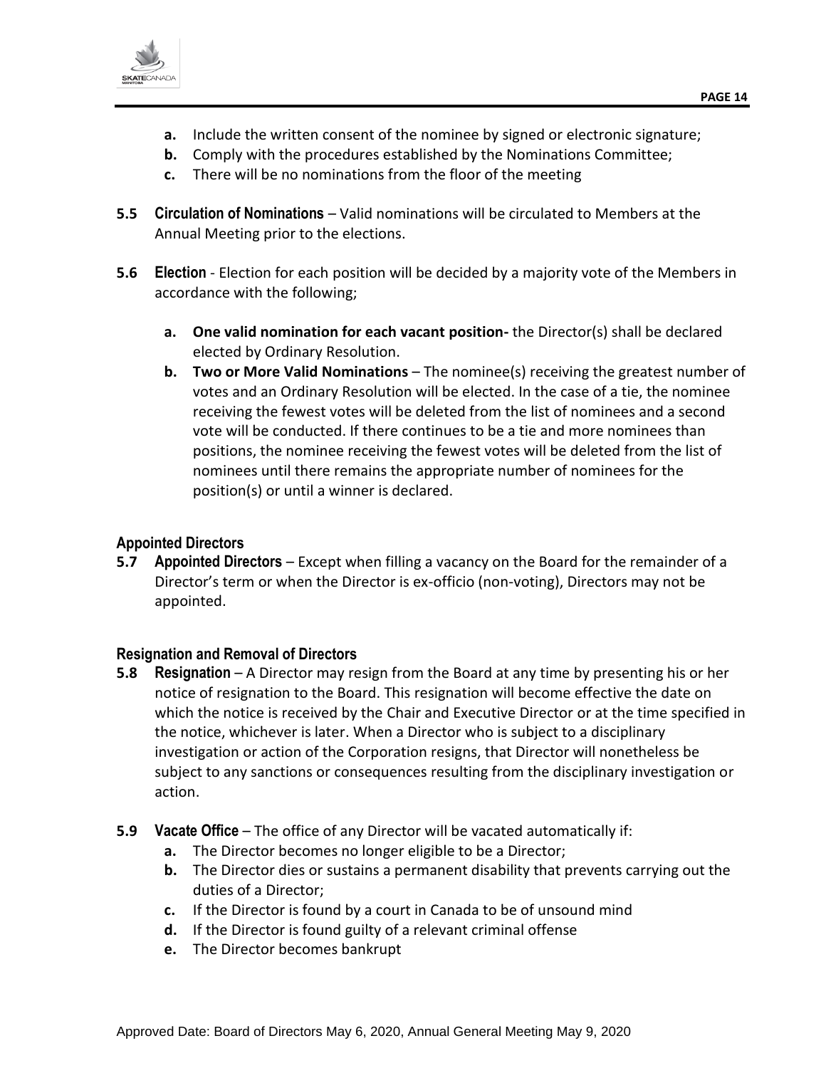- **a.** Include the written consent of the nominee by signed or electronic signature;
- **b.** Comply with the procedures established by the Nominations Committee;
- **c.** There will be no nominations from the floor of the meeting

**5.5 Circulation of Nominations** – Valid nominations will be circulated to Members at the Annual Meeting prior to the elections.

**5.6 Election** - Election for each position will be decided by a majority vote of the Members in accordance with the following;

- **a. One valid nomination for each vacant position-** the Director(s) shall be declared elected by Ordinary Resolution.
- **b. Two or More Valid Nominations** – The nominee(s) receiving the greatest number of votes and an Ordinary Resolution will be elected. In the case of a tie, the nominee receiving the fewest votes will be deleted from the list of nominees and a second vote will be conducted. If there continues to be a tie and more nominees than positions, the nominee receiving the fewest votes will be deleted from the list of nominees until there remains the appropriate number of nominees for the position(s) or until a winner is declared.

### Appointed Directors

**5.7 Appointed Directors** – Except when filling a vacancy on the Board for the remainder of a Director's term or when the Director is ex-officio (non-voting), Directors may not be appointed.

### Resignation and Removal of Directors

**5.8 Resignation** – A Director may resign from the Board at any time by presenting his or her notice of resignation to the Board. This resignation will become effective the date on which the notice is received by the Chair and Executive Director or at the time specified in the notice, whichever is later. When a Director who is subject to a disciplinary investigation or action of the Corporation resigns, that Director will nonetheless be subject to any sanctions or consequences resulting from the disciplinary investigation or action.

**5.9 Vacate Office** – The office of any Director will be vacated automatically if:

- **a.** The Director becomes no longer eligible to be a Director;
- **b.** The Director dies or sustains a permanent disability that prevents carrying out the duties of a Director;
- **c.** If the Director is found by a court in Canada to be of unsound mind
- **d.** If the Director is found guilty of a relevant criminal offense
- **e.** The Director becomes bankrupt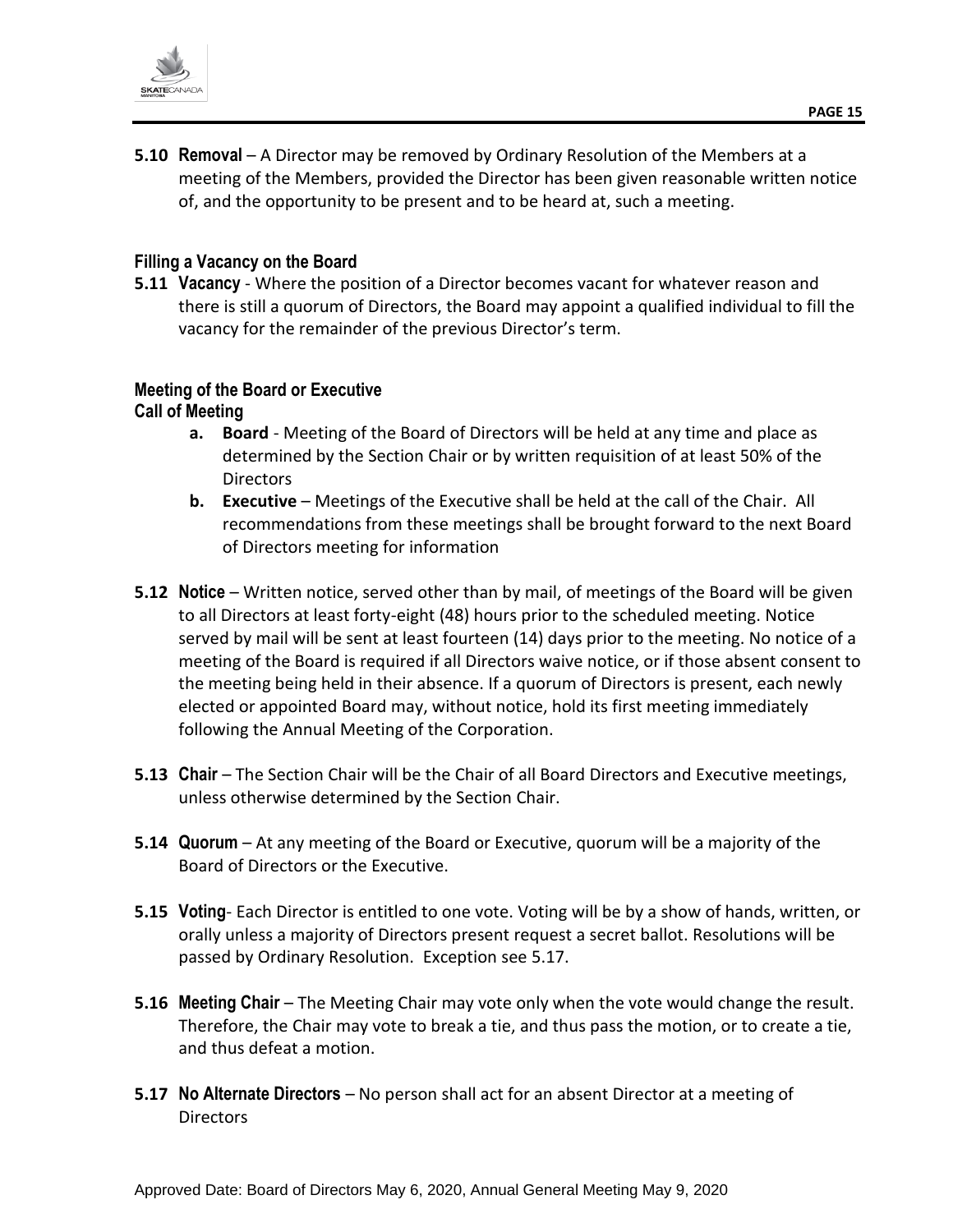**5.10 Removal** – A Director may be removed by Ordinary Resolution of the Members at a meeting of the Members, provided the Director has been given reasonable written notice of, and the opportunity to be present and to be heard at, such a meeting.

### Filling a Vacancy on the Board

**5.11 Vacancy** - Where the position of a Director becomes vacant for whatever reason and there is still a quorum of Directors, the Board may appoint a qualified individual to fill the vacancy for the remainder of the previous Director's term.

### Meeting of the Board or Executive

**Call of Meeting**

- **a. Board** - Meeting of the Board of Directors will be held at any time and place as determined by the Section Chair or by written requisition of at least 50% of the Directors
- **b. Executive** – Meetings of the Executive shall be held at the call of the Chair. All recommendations from these meetings shall be brought forward to the next Board of Directors meeting for information

**5.12 Notice** – Written notice, served other than by mail, of meetings of the Board will be given to all Directors at least forty-eight (48) hours prior to the scheduled meeting. Notice served by mail will be sent at least fourteen (14) days prior to the meeting. No notice of a meeting of the Board is required if all Directors waive notice, or if those absent consent to the meeting being held in their absence. If a quorum of Directors is present, each newly elected or appointed Board may, without notice, hold its first meeting immediately following the Annual Meeting of the Corporation.

**5.13 Chair** – The Section Chair will be the Chair of all Board Directors and Executive meetings, unless otherwise determined by the Section Chair.

**5.14 Quorum** – At any meeting of the Board or Executive, quorum will be a majority of the Board of Directors or the Executive.

**5.15 Voting**- Each Director is entitled to one vote. Voting will be by a show of hands, written, or orally unless a majority of Directors present request a secret ballot. Resolutions will be passed by Ordinary Resolution. Exception see 5.17.

**5.16 Meeting Chair** – The Meeting Chair may vote only when the vote would change the result. Therefore, the Chair may vote to break a tie, and thus pass the motion, or to create a tie, and thus defeat a motion.

**5.17 No Alternate Directors** – No person shall act for an absent Director at a meeting of Directors

Approved Date: Board of Directors May 6, 2020, Annual General Meeting May 9, 2020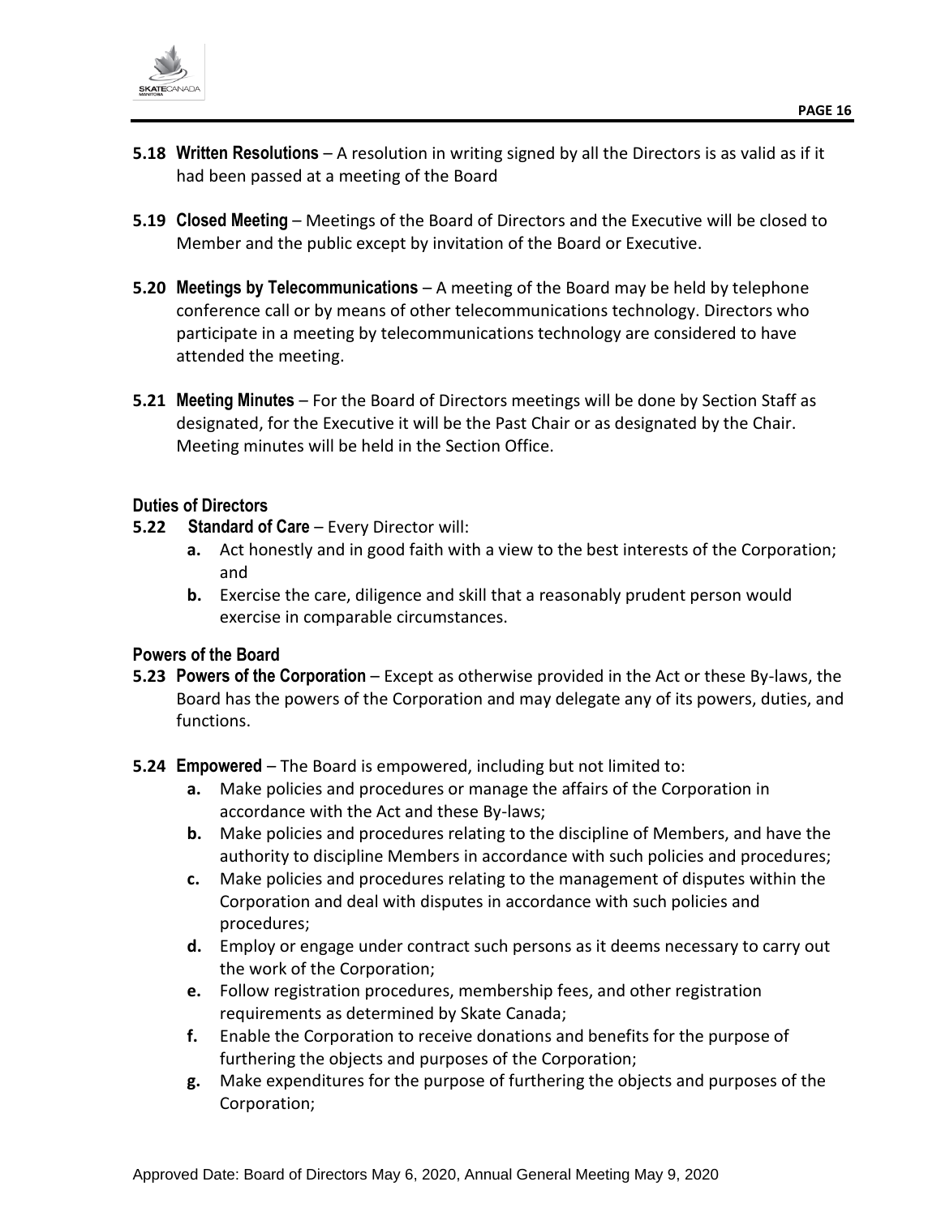**5.18 Written Resolutions** – A resolution in writing signed by all the Directors is as valid as if it had been passed at a meeting of the Board

**5.19 Closed Meeting** – Meetings of the Board of Directors and the Executive will be closed to Member and the public except by invitation of the Board or Executive.

**5.20 Meetings by Telecommunications** – A meeting of the Board may be held by telephone conference call or by means of other telecommunications technology. Directors who participate in a meeting by telecommunications technology are considered to have attended the meeting.

**5.21 Meeting Minutes** – For the Board of Directors meetings will be done by Section Staff as designated, for the Executive it will be the Past Chair or as designated by the Chair. Meeting minutes will be held in the Section Office.

### Duties of Directors

**5.22 Standard of Care** – Every Director will:

- **a.** Act honestly and in good faith with a view to the best interests of the Corporation; and
- **b.** Exercise the care, diligence and skill that a reasonably prudent person would exercise in comparable circumstances.

### Powers of the Board

**5.23 Powers of the Corporation** – Except as otherwise provided in the Act or these By-laws, the Board has the powers of the Corporation and may delegate any of its powers, duties, and functions.

**5.24 Empowered** – The Board is empowered, including but not limited to:

- **a.** Make policies and procedures or manage the affairs of the Corporation in accordance with the Act and these By-laws;
- **b.** Make policies and procedures relating to the discipline of Members, and have the authority to discipline Members in accordance with such policies and procedures;
- **c.** Make policies and procedures relating to the management of disputes within the Corporation and deal with disputes in accordance with such policies and procedures;
- **d.** Employ or engage under contract such persons as it deems necessary to carry out the work of the Corporation;
- **e.** Follow registration procedures, membership fees, and other registration requirements as determined by Skate Canada;
- **f.** Enable the Corporation to receive donations and benefits for the purpose of furthering the objects and purposes of the Corporation;
- **g.** Make expenditures for the purpose of furthering the objects and purposes of the Corporation;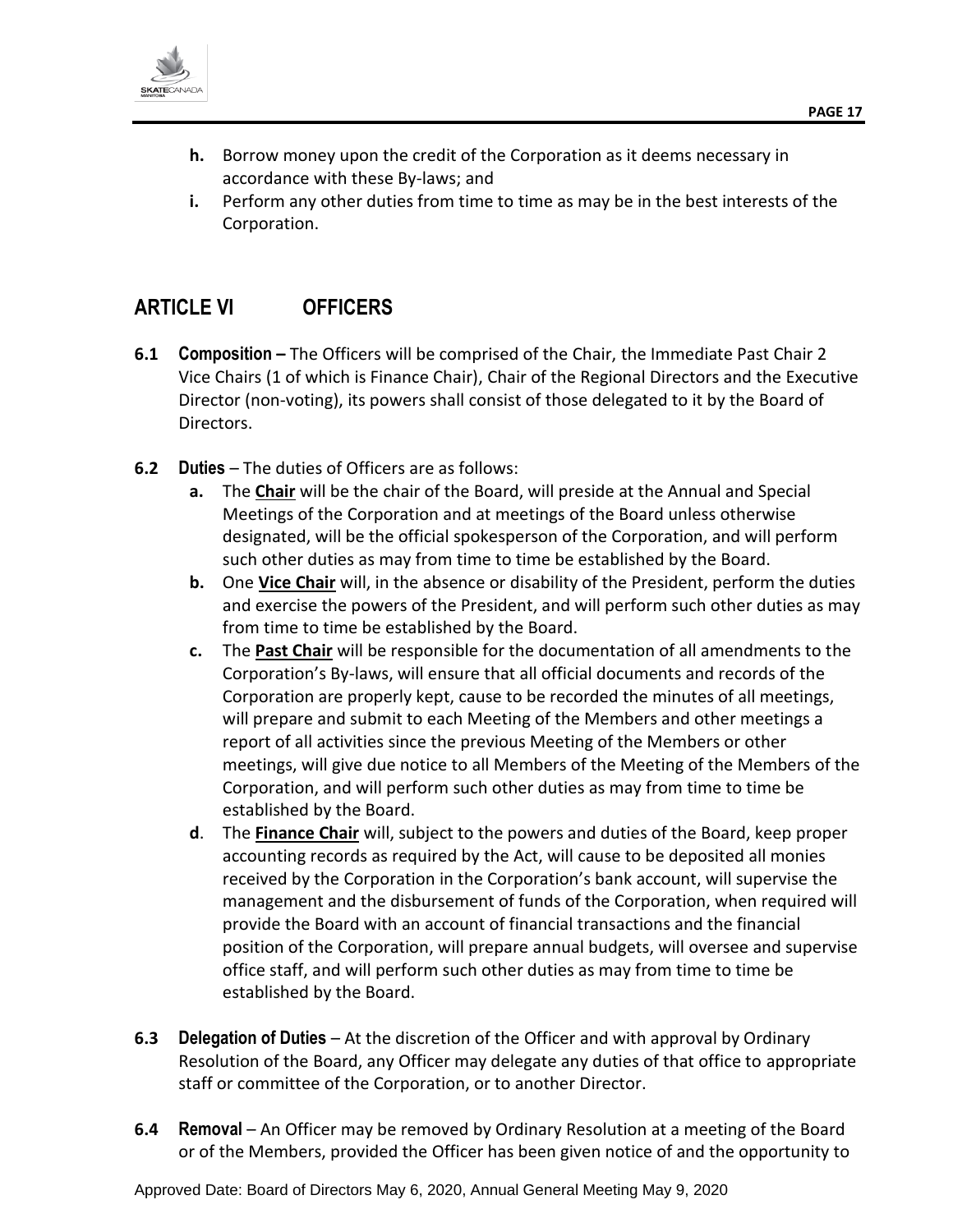**h.** Borrow money upon the credit of the Corporation as it deems necessary in accordance with these By-laws; and

**i.** Perform any other duties from time to time as may be in the best interests of the Corporation.

## ARTICLE VI OFFICERS

**6.1 Composition –** The Officers will be comprised of the Chair, the Immediate Past Chair 2 Vice Chairs (1 of which is Finance Chair), Chair of the Regional Directors and the Executive Director (non-voting), its powers shall consist of those delegated to it by the Board of Directors.

**6.2 Duties** – The duties of Officers are as follows:

**a.** The **Chair** will be the chair of the Board, will preside at the Annual and Special Meetings of the Corporation and at meetings of the Board unless otherwise designated, will be the official spokesperson of the Corporation, and will perform such other duties as may from time to time be established by the Board.

**b.** One **Vice Chair** will, in the absence or disability of the President, perform the duties and exercise the powers of the President, and will perform such other duties as may from time to time be established by the Board.

**c.** The **Past Chair** will be responsible for the documentation of all amendments to the Corporation's By-laws, will ensure that all official documents and records of the Corporation are properly kept, cause to be recorded the minutes of all meetings, will prepare and submit to each Meeting of the Members and other meetings a report of all activities since the previous Meeting of the Members or other meetings, will give due notice to all Members of the Meeting of the Members of the Corporation, and will perform such other duties as may from time to time be established by the Board.

**d**. The **Finance Chair** will, subject to the powers and duties of the Board, keep proper accounting records as required by the Act, will cause to be deposited all monies received by the Corporation in the Corporation's bank account, will supervise the management and the disbursement of funds of the Corporation, when required will provide the Board with an account of financial transactions and the financial position of the Corporation, will prepare annual budgets, will oversee and supervise office staff, and will perform such other duties as may from time to time be established by the Board.

**6.3 Delegation of Duties** – At the discretion of the Officer and with approval by Ordinary Resolution of the Board, any Officer may delegate any duties of that office to appropriate staff or committee of the Corporation, or to another Director.

**6.4 Removal** – An Officer may be removed by Ordinary Resolution at a meeting of the Board or of the Members, provided the Officer has been given notice of and the opportunity to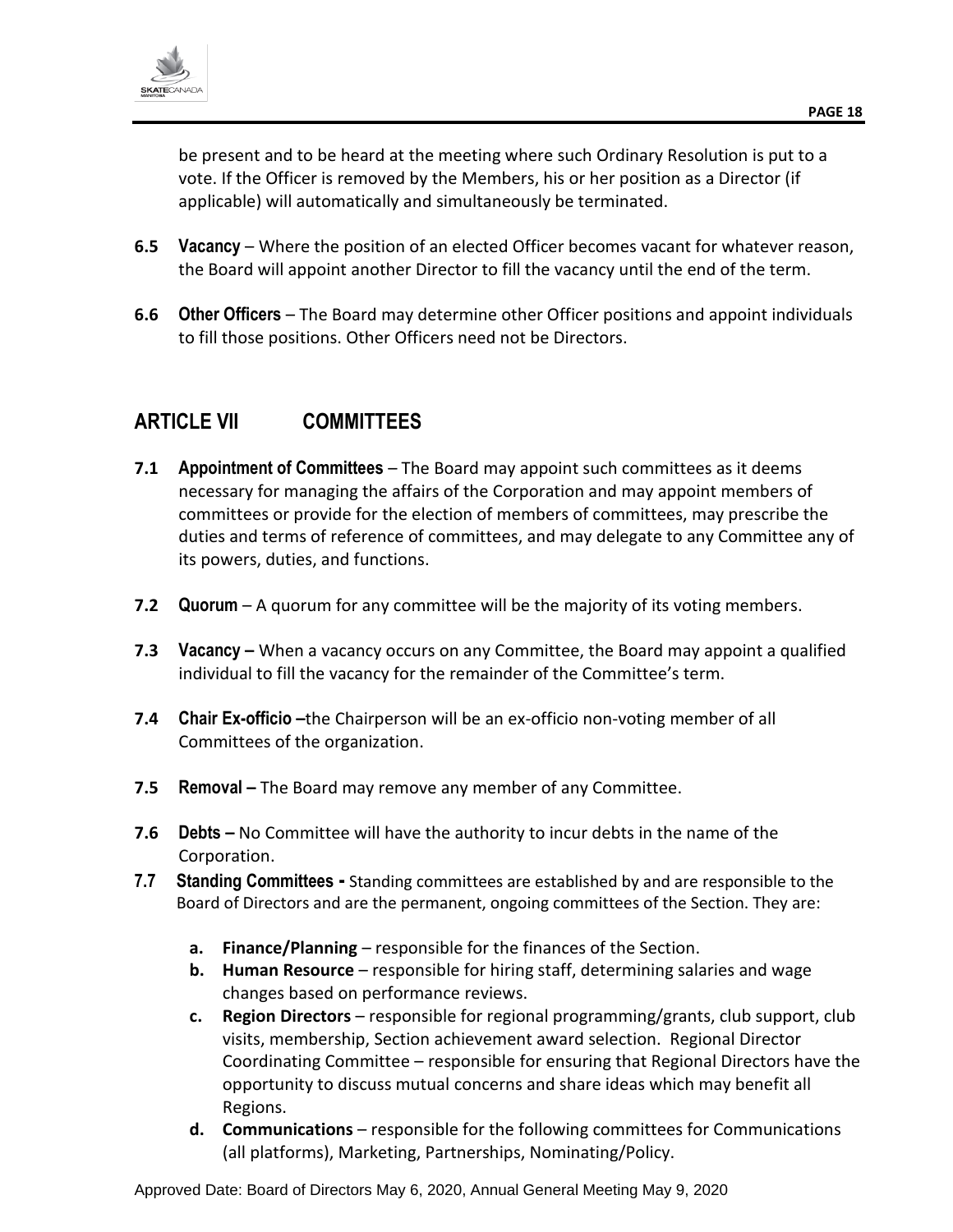be present and to be heard at the meeting where such Ordinary Resolution is put to a vote. If the Officer is removed by the Members, his or her position as a Director (if applicable) will automatically and simultaneously be terminated.

**6.5 Vacancy** – Where the position of an elected Officer becomes vacant for whatever reason, the Board will appoint another Director to fill the vacancy until the end of the term.

**6.6 Other Officers** – The Board may determine other Officer positions and appoint individuals to fill those positions. Other Officers need not be Directors.

## ARTICLE VII COMMITTEES

**7.1 Appointment of Committees** – The Board may appoint such committees as it deems necessary for managing the affairs of the Corporation and may appoint members of committees or provide for the election of members of committees, may prescribe the duties and terms of reference of committees, and may delegate to any Committee any of its powers, duties, and functions.

**7.2 Quorum** – A quorum for any committee will be the majority of its voting members.

**7.3 Vacancy –** When a vacancy occurs on any Committee, the Board may appoint a qualified individual to fill the vacancy for the remainder of the Committee's term.

**7.4 Chair Ex-officio –**the Chairperson will be an ex-officio non-voting member of all Committees of the organization.

**7.5 Removal –** The Board may remove any member of any Committee.

**7.6 Debts –** No Committee will have the authority to incur debts in the name of the Corporation.

**7.7 Standing Committees -** Standing committees are established by and are responsible to the Board of Directors and are the permanent, ongoing committees of the Section. They are:

- **a. Finance/Planning** – responsible for the finances of the Section.
- **b. Human Resource** – responsible for hiring staff, determining salaries and wage changes based on performance reviews.
- **c. Region Directors** – responsible for regional programming/grants, club support, club visits, membership, Section achievement award selection. Regional Director Coordinating Committee – responsible for ensuring that Regional Directors have the opportunity to discuss mutual concerns and share ideas which may benefit all Regions.
- **d. Communications** – responsible for the following committees for Communications (all platforms), Marketing, Partnerships, Nominating/Policy.

Approved Date: Board of Directors May 6, 2020, Annual General Meeting May 9, 2020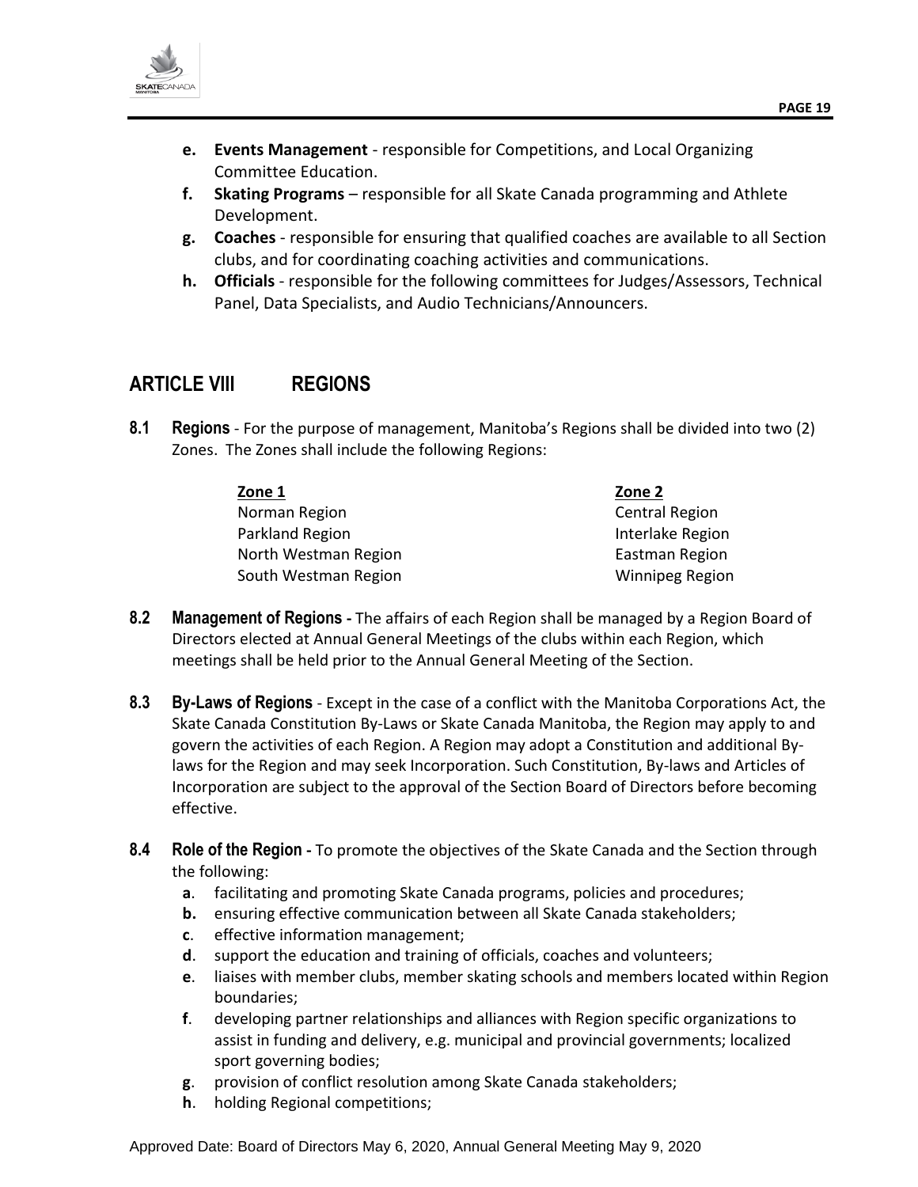**e.** **Events Management** - responsible for Competitions, and Local Organizing Committee Education.

**f.** **Skating Programs** – responsible for all Skate Canada programming and Athlete Development.

**g.** **Coaches** - responsible for ensuring that qualified coaches are available to all Section clubs, and for coordinating coaching activities and communications.

**h.** **Officials** - responsible for the following committees for Judges/Assessors, Technical Panel, Data Specialists, and Audio Technicians/Announcers.

## ARTICLE VIII REGIONS

**8.1 Regions** - For the purpose of management, Manitoba's Regions shall be divided into two (2) Zones. The Zones shall include the following Regions:

| **Zone 1** | **Zone 2** |
|---|---|
| Norman Region | Central Region |
| Parkland Region | Interlake Region |
| North Westman Region | Eastman Region |
| South Westman Region | Winnipeg Region |

**8.2 Management of Regions -** The affairs of each Region shall be managed by a Region Board of Directors elected at Annual General Meetings of the clubs within each Region, which meetings shall be held prior to the Annual General Meeting of the Section.

**8.3 By-Laws of Regions** - Except in the case of a conflict with the Manitoba Corporations Act, the Skate Canada Constitution By-Laws or Skate Canada Manitoba, the Region may apply to and govern the activities of each Region. A Region may adopt a Constitution and additional By-laws for the Region and may seek Incorporation. Such Constitution, By-laws and Articles of Incorporation are subject to the approval of the Section Board of Directors before becoming effective.

**8.4 Role of the Region -** To promote the objectives of the Skate Canada and the Section through the following:

**a**. facilitating and promoting Skate Canada programs, policies and procedures;

**b.** ensuring effective communication between all Skate Canada stakeholders;

**c**. effective information management;

**d**. support the education and training of officials, coaches and volunteers;

**e**. liaises with member clubs, member skating schools and members located within Region boundaries;

**f**. developing partner relationships and alliances with Region specific organizations to assist in funding and delivery, e.g. municipal and provincial governments; localized sport governing bodies;

**g**. provision of conflict resolution among Skate Canada stakeholders;

**h**. holding Regional competitions;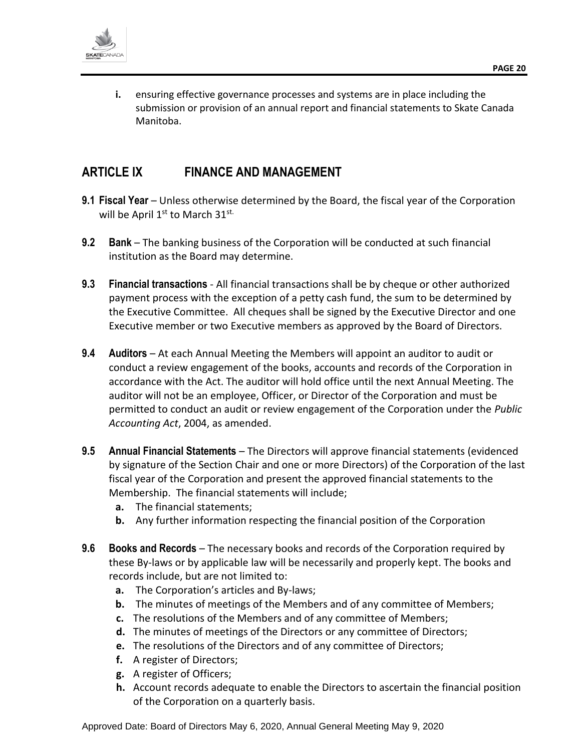**i.** ensuring effective governance processes and systems are in place including the submission or provision of an annual report and financial statements to Skate Canada Manitoba.

## ARTICLE IX FINANCE AND MANAGEMENT

**9.1 Fiscal Year** – Unless otherwise determined by the Board, the fiscal year of the Corporation will be April 1st to March 31st.

**9.2 Bank** – The banking business of the Corporation will be conducted at such financial institution as the Board may determine.

**9.3 Financial transactions** - All financial transactions shall be by cheque or other authorized payment process with the exception of a petty cash fund, the sum to be determined by the Executive Committee. All cheques shall be signed by the Executive Director and one Executive member or two Executive members as approved by the Board of Directors.

**9.4 Auditors** – At each Annual Meeting the Members will appoint an auditor to audit or conduct a review engagement of the books, accounts and records of the Corporation in accordance with the Act. The auditor will hold office until the next Annual Meeting. The auditor will not be an employee, Officer, or Director of the Corporation and must be permitted to conduct an audit or review engagement of the Corporation under the *Public Accounting Act*, 2004, as amended.

**9.5 Annual Financial Statements** – The Directors will approve financial statements (evidenced by signature of the Section Chair and one or more Directors) of the Corporation of the last fiscal year of the Corporation and present the approved financial statements to the Membership. The financial statements will include;

- **a.** The financial statements;
- **b.** Any further information respecting the financial position of the Corporation

**9.6 Books and Records** – The necessary books and records of the Corporation required by these By-laws or by applicable law will be necessarily and properly kept. The books and records include, but are not limited to:

- **a.** The Corporation's articles and By-laws;
- **b.** The minutes of meetings of the Members and of any committee of Members;
- **c.** The resolutions of the Members and of any committee of Members;
- **d.** The minutes of meetings of the Directors or any committee of Directors;
- **e.** The resolutions of the Directors and of any committee of Directors;
- **f.** A register of Directors;
- **g.** A register of Officers;
- **h.** Account records adequate to enable the Directors to ascertain the financial position of the Corporation on a quarterly basis.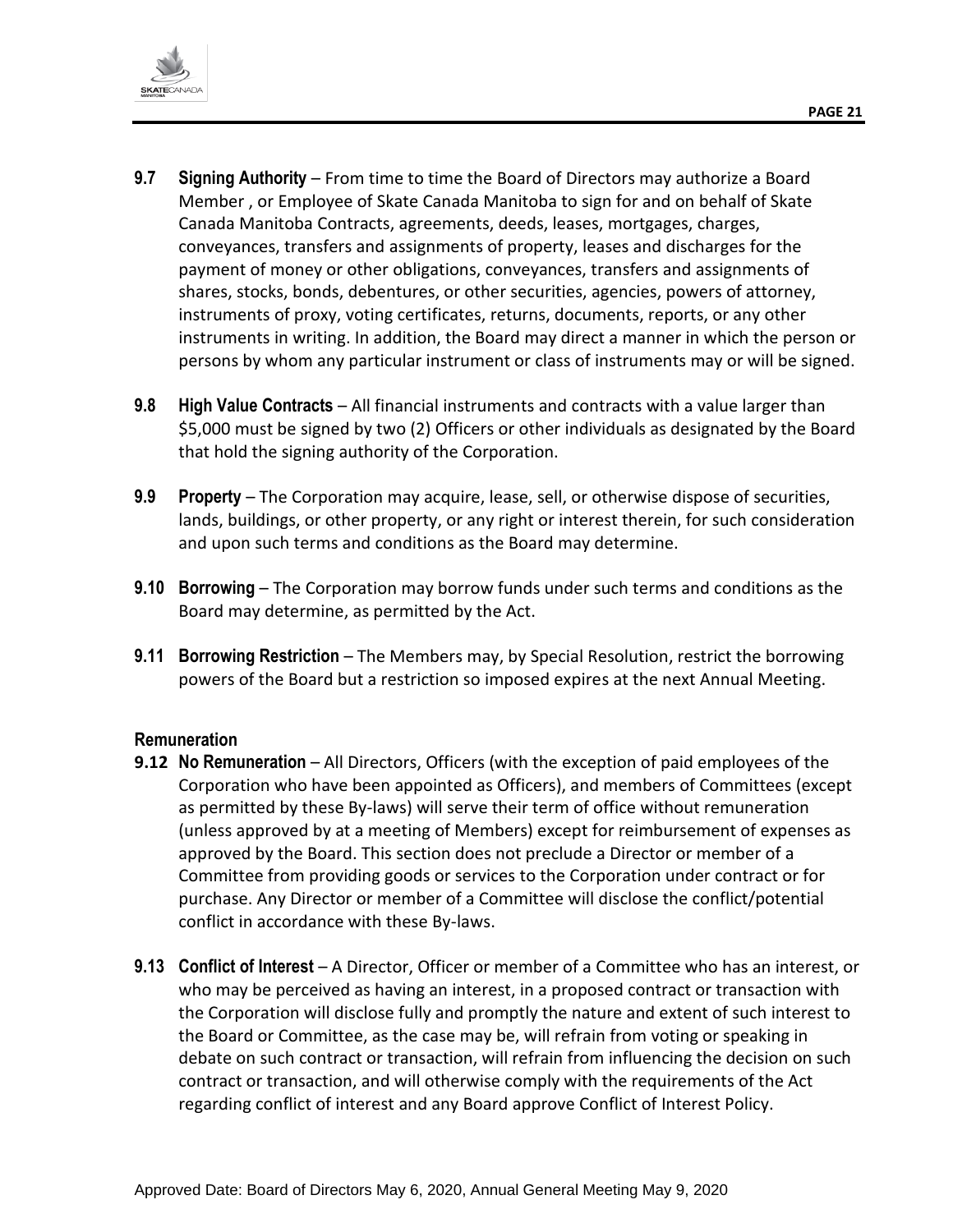**9.7 Signing Authority** – From time to time the Board of Directors may authorize a Board Member , or Employee of Skate Canada Manitoba to sign for and on behalf of Skate Canada Manitoba Contracts, agreements, deeds, leases, mortgages, charges, conveyances, transfers and assignments of property, leases and discharges for the payment of money or other obligations, conveyances, transfers and assignments of shares, stocks, bonds, debentures, or other securities, agencies, powers of attorney, instruments of proxy, voting certificates, returns, documents, reports, or any other instruments in writing. In addition, the Board may direct a manner in which the person or persons by whom any particular instrument or class of instruments may or will be signed.

**9.8 High Value Contracts** – All financial instruments and contracts with a value larger than $5,000 must be signed by two (2) Officers or other individuals as designated by the Board that hold the signing authority of the Corporation.

**9.9 Property** – The Corporation may acquire, lease, sell, or otherwise dispose of securities, lands, buildings, or other property, or any right or interest therein, for such consideration and upon such terms and conditions as the Board may determine.

**9.10 Borrowing** – The Corporation may borrow funds under such terms and conditions as the Board may determine, as permitted by the Act.

**9.11 Borrowing Restriction** – The Members may, by Special Resolution, restrict the borrowing powers of the Board but a restriction so imposed expires at the next Annual Meeting.

### Remuneration

**9.12 No Remuneration** – All Directors, Officers (with the exception of paid employees of the Corporation who have been appointed as Officers), and members of Committees (except as permitted by these By-laws) will serve their term of office without remuneration (unless approved by at a meeting of Members) except for reimbursement of expenses as approved by the Board. This section does not preclude a Director or member of a Committee from providing goods or services to the Corporation under contract or for purchase. Any Director or member of a Committee will disclose the conflict/potential conflict in accordance with these By-laws.

**9.13 Conflict of Interest** – A Director, Officer or member of a Committee who has an interest, or who may be perceived as having an interest, in a proposed contract or transaction with the Corporation will disclose fully and promptly the nature and extent of such interest to the Board or Committee, as the case may be, will refrain from voting or speaking in debate on such contract or transaction, will refrain from influencing the decision on such contract or transaction, and will otherwise comply with the requirements of the Act regarding conflict of interest and any Board approve Conflict of Interest Policy.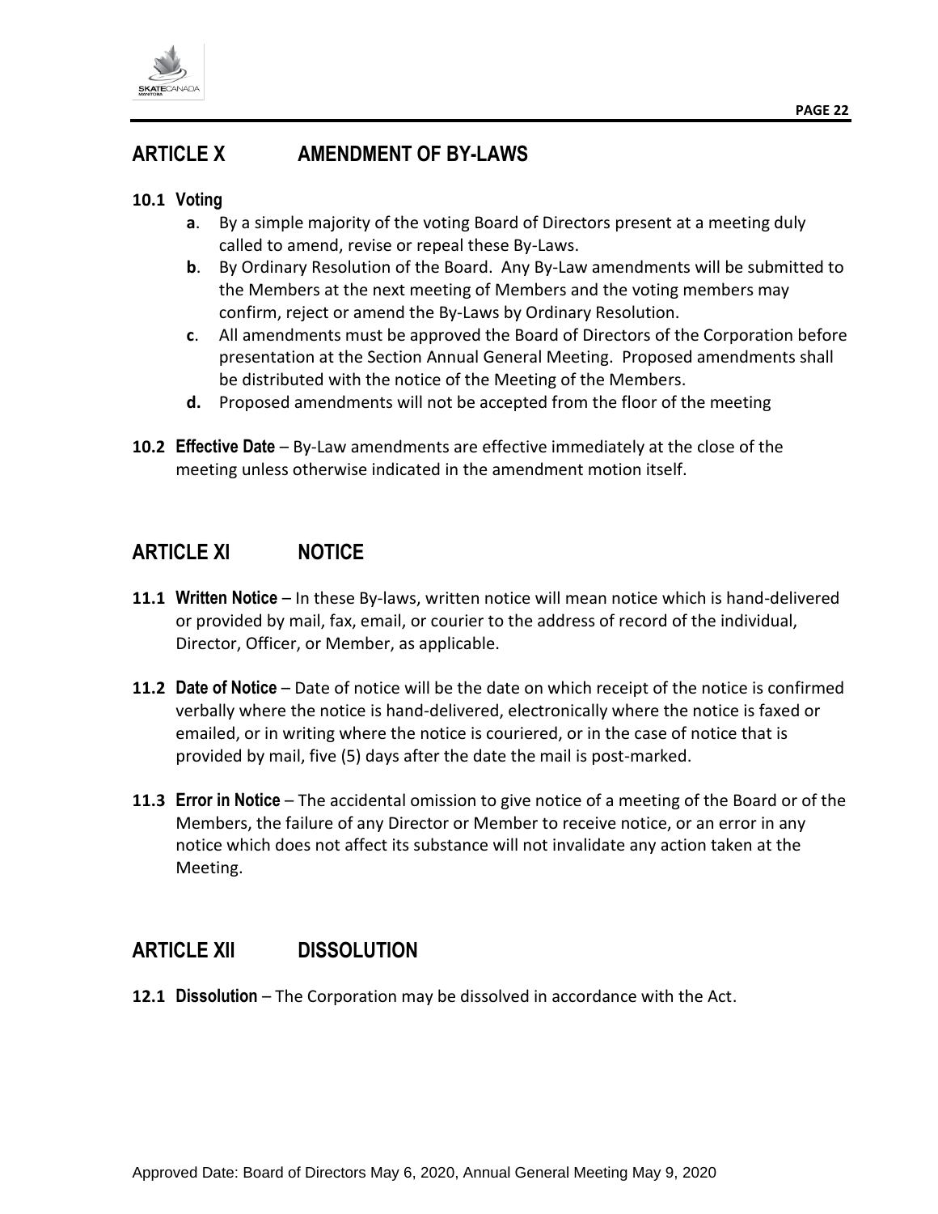## ARTICLE X AMENDMENT OF BY-LAWS

**10.1 Voting**

**a**. By a simple majority of the voting Board of Directors present at a meeting duly called to amend, revise or repeal these By-Laws.

**b**. By Ordinary Resolution of the Board. Any By-Law amendments will be submitted to the Members at the next meeting of Members and the voting members may confirm, reject or amend the By-Laws by Ordinary Resolution.

**c**. All amendments must be approved the Board of Directors of the Corporation before presentation at the Section Annual General Meeting. Proposed amendments shall be distributed with the notice of the Meeting of the Members.

**d.** Proposed amendments will not be accepted from the floor of the meeting

**10.2 Effective Date** – By-Law amendments are effective immediately at the close of the meeting unless otherwise indicated in the amendment motion itself.

## ARTICLE XI NOTICE

**11.1 Written Notice** – In these By-laws, written notice will mean notice which is hand-delivered or provided by mail, fax, email, or courier to the address of record of the individual, Director, Officer, or Member, as applicable.

**11.2 Date of Notice** – Date of notice will be the date on which receipt of the notice is confirmed verbally where the notice is hand-delivered, electronically where the notice is faxed or emailed, or in writing where the notice is couriered, or in the case of notice that is provided by mail, five (5) days after the date the mail is post-marked.

**11.3 Error in Notice** – The accidental omission to give notice of a meeting of the Board or of the Members, the failure of any Director or Member to receive notice, or an error in any notice which does not affect its substance will not invalidate any action taken at the Meeting.

## ARTICLE XII DISSOLUTION

**12.1 Dissolution** – The Corporation may be dissolved in accordance with the Act.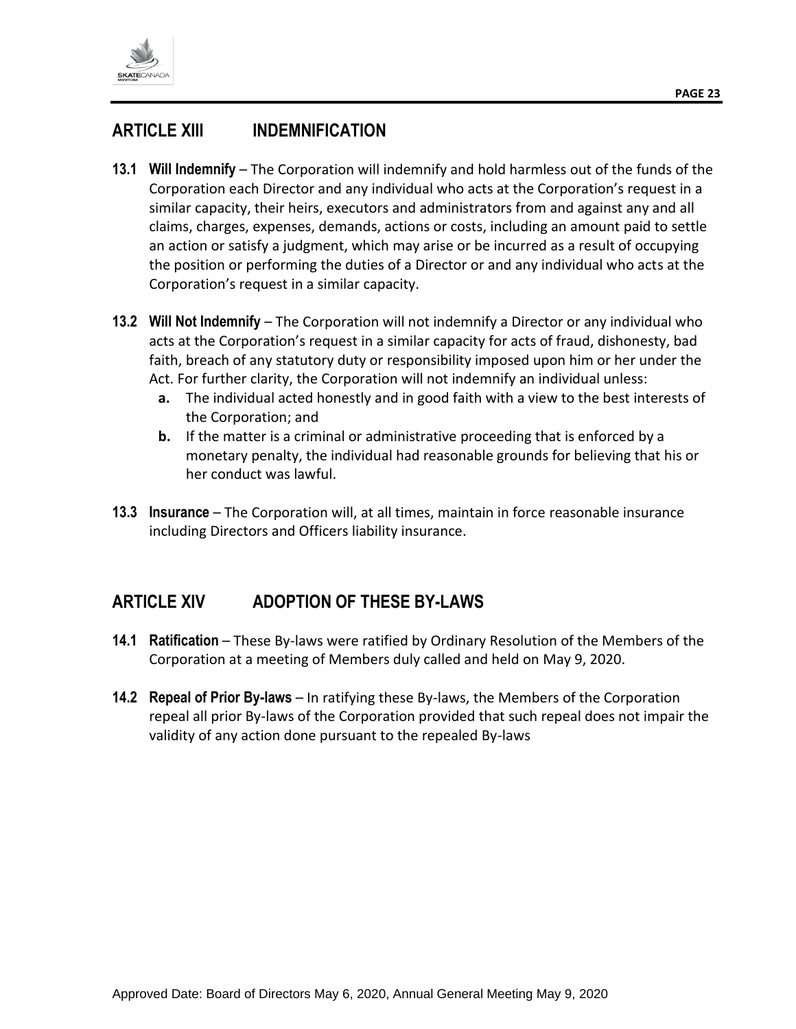## ARTICLE XIII INDEMNIFICATION

**13.1 Will Indemnify** – The Corporation will indemnify and hold harmless out of the funds of the Corporation each Director and any individual who acts at the Corporation's request in a similar capacity, their heirs, executors and administrators from and against any and all claims, charges, expenses, demands, actions or costs, including an amount paid to settle an action or satisfy a judgment, which may arise or be incurred as a result of occupying the position or performing the duties of a Director or and any individual who acts at the Corporation's request in a similar capacity.

**13.2 Will Not Indemnify** – The Corporation will not indemnify a Director or any individual who acts at the Corporation's request in a similar capacity for acts of fraud, dishonesty, bad faith, breach of any statutory duty or responsibility imposed upon him or her under the Act. For further clarity, the Corporation will not indemnify an individual unless:

- **a.** The individual acted honestly and in good faith with a view to the best interests of the Corporation; and
- **b.** If the matter is a criminal or administrative proceeding that is enforced by a monetary penalty, the individual had reasonable grounds for believing that his or her conduct was lawful.

**13.3 Insurance** – The Corporation will, at all times, maintain in force reasonable insurance including Directors and Officers liability insurance.

## ARTICLE XIV ADOPTION OF THESE BY-LAWS

**14.1 Ratification** – These By-laws were ratified by Ordinary Resolution of the Members of the Corporation at a meeting of Members duly called and held on May 9, 2020.

**14.2 Repeal of Prior By-laws** – In ratifying these By-laws, the Members of the Corporation repeal all prior By-laws of the Corporation provided that such repeal does not impair the validity of any action done pursuant to the repealed By-laws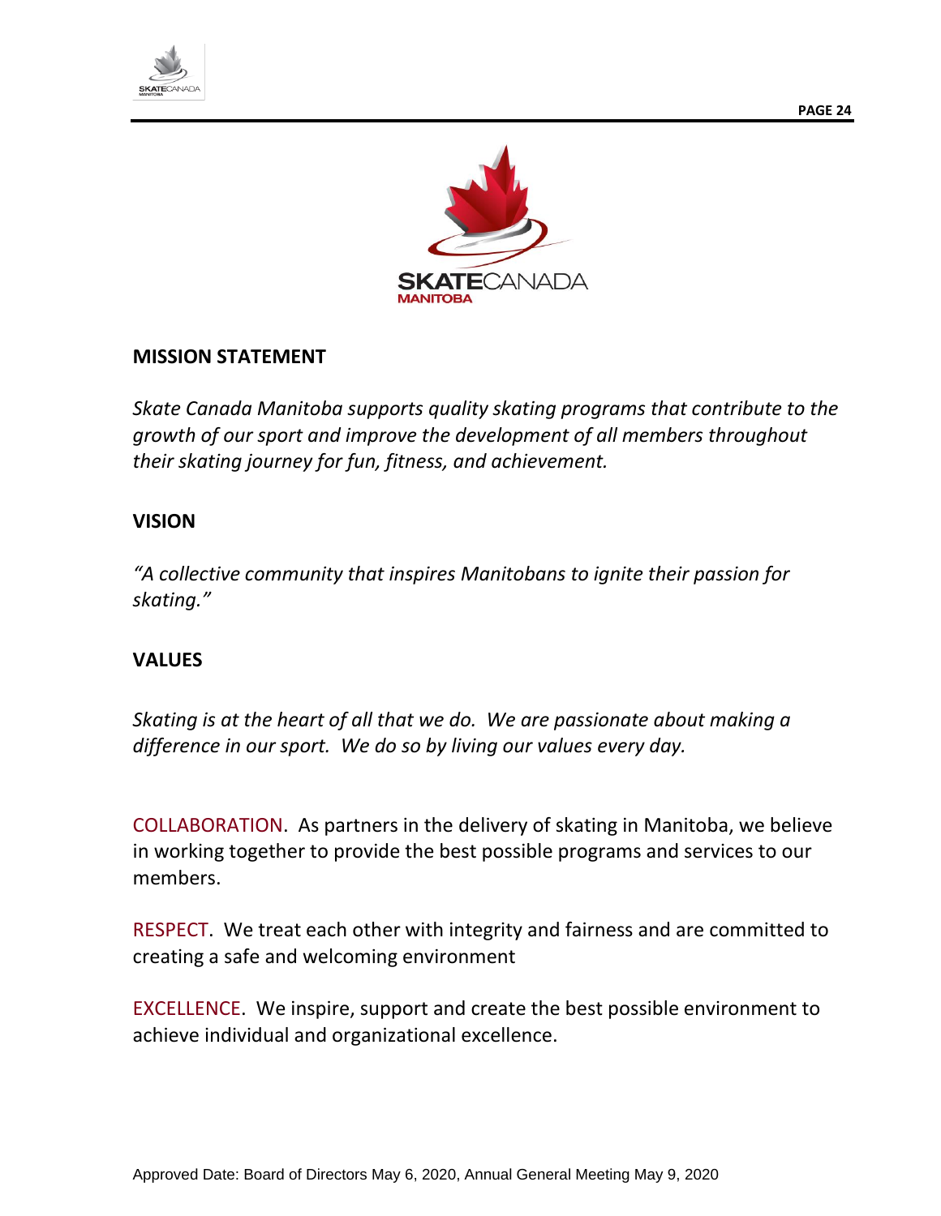## MISSION STATEMENT

*Skate Canada Manitoba supports quality skating programs that contribute to the growth of our sport and improve the development of all members throughout their skating journey for fun, fitness, and achievement.*

## VISION

*"A collective community that inspires Manitobans to ignite their passion for skating."*

## VALUES

*Skating is at the heart of all that we do. We are passionate about making a difference in our sport. We do so by living our values every day.*

COLLABORATION. As partners in the delivery of skating in Manitoba, we believe in working together to provide the best possible programs and services to our members.

RESPECT. We treat each other with integrity and fairness and are committed to creating a safe and welcoming environment

EXCELLENCE. We inspire, support and create the best possible environment to achieve individual and organizational excellence.

Approved Date: Board of Directors May 6, 2020, Annual General Meeting May 9, 2020